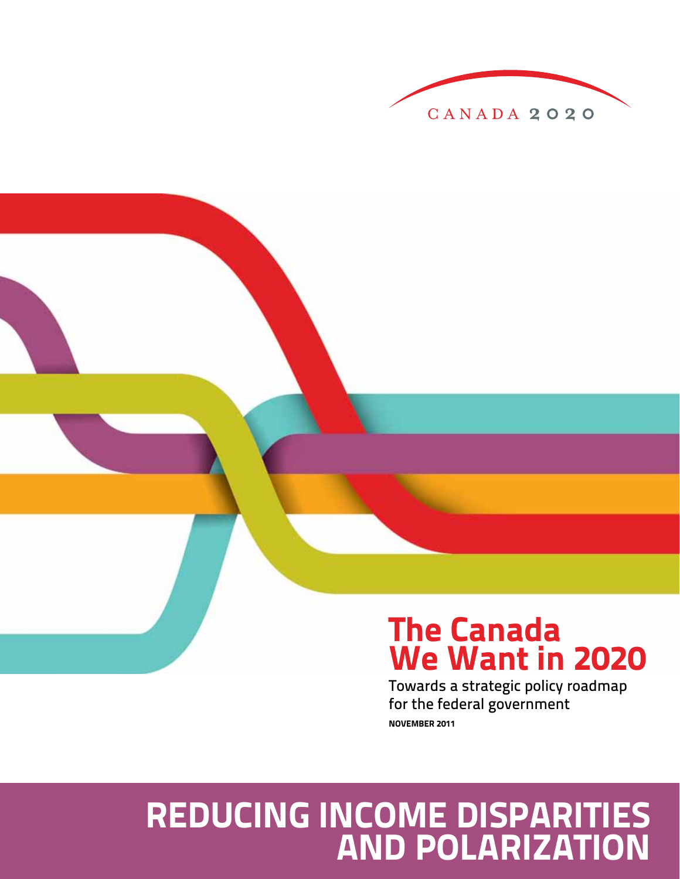CANADA 2020

# The Canada We Want in 2020

Towards a strategic policy roadmap for the federal government

**NOVEMBER 2011**

# REDUCING INCOME DISPARITIES AND POLARIZATION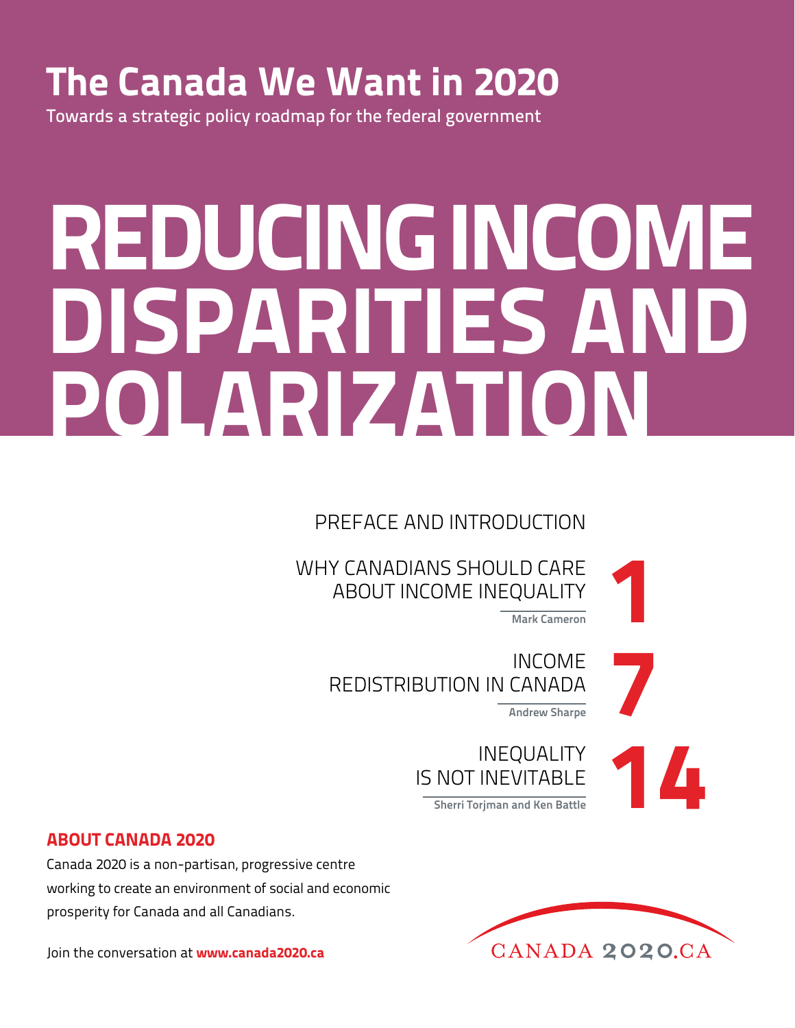# The Canada We Want in 2020

Towards a strategic policy roadmap for the federal government

# REDUCING INCOME DISPARITIES AND POLARIZATION

PREFACE AND INTRODUCTION

WHY CANADIANS SHOULD CARE ABOUT INCOME INEQUALITY — **Mark Cameron** — 1

INCOME REDISTRIBUTION IN CANADA — **Andrew Sharpe** — 7

INEQUALITY IS NOT INEVITABLE — **Sherri Torjman and Ken Battle** — 14

## ABOUT CANADA 2020

Canada 2020 is a non-partisan, progressive centre working to create an environment of social and economic prosperity for Canada and all Canadians.

Join the conversation at **www.canada2020.ca**

CANADA 2020.CA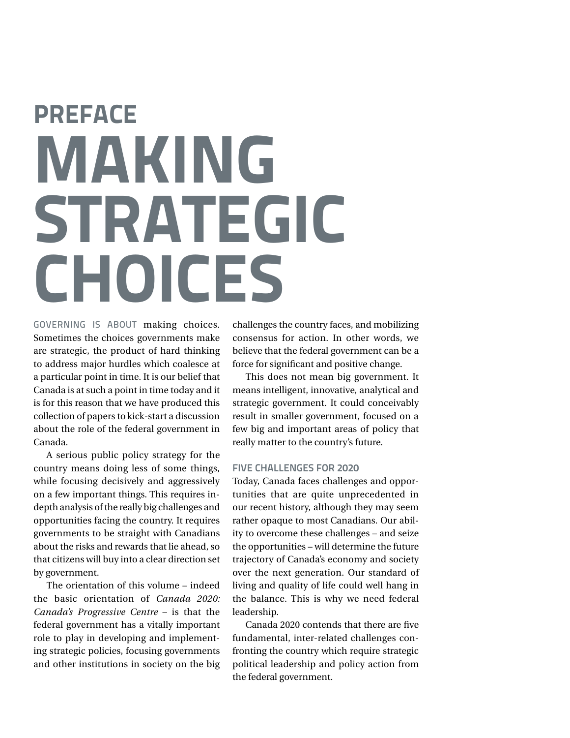## PREFACE

# MAKING STRATEGIC CHOICES

GOVERNING IS ABOUT making choices. Sometimes the choices governments make are strategic, the product of hard thinking to address major hurdles which coalesce at a particular point in time. It is our belief that Canada is at such a point in time today and it is for this reason that we have produced this collection of papers to kick-start a discussion about the role of the federal government in Canada.

A serious public policy strategy for the country means doing less of some things, while focusing decisively and aggressively on a few important things. This requires in-depth analysis of the really big challenges and opportunities facing the country. It requires governments to be straight with Canadians about the risks and rewards that lie ahead, so that citizens will buy into a clear direction set by government.

The orientation of this volume – indeed the basic orientation of *Canada 2020: Canada's Progressive Centre* – is that the federal government has a vitally important role to play in developing and implementing strategic policies, focusing governments and other institutions in society on the big challenges the country faces, and mobilizing consensus for action. In other words, we believe that the federal government can be a force for significant and positive change.

This does not mean big government. It means intelligent, innovative, analytical and strategic government. It could conceivably result in smaller government, focused on a few big and important areas of policy that really matter to the country's future.

### FIVE CHALLENGES FOR 2020

Today, Canada faces challenges and opportunities that are quite unprecedented in our recent history, although they may seem rather opaque to most Canadians. Our ability to overcome these challenges – and seize the opportunities – will determine the future trajectory of Canada's economy and society over the next generation. Our standard of living and quality of life could well hang in the balance. This is why we need federal leadership.

Canada 2020 contends that there are five fundamental, inter-related challenges confronting the country which require strategic political leadership and policy action from the federal government.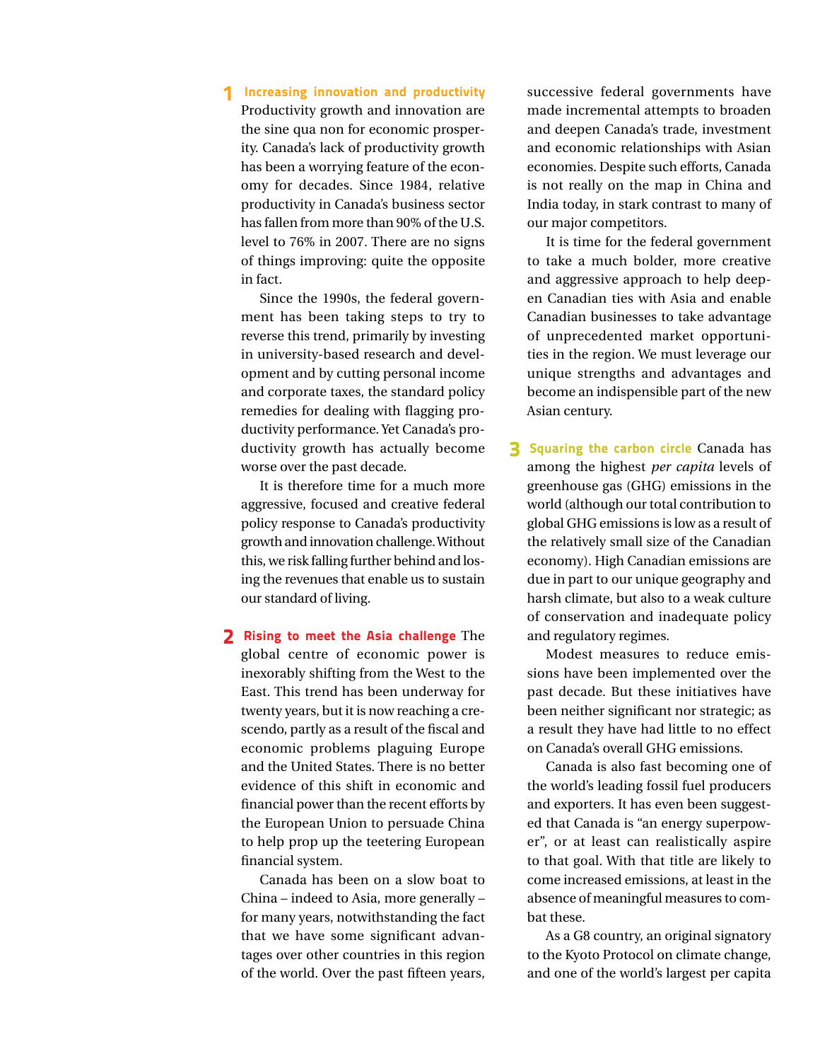## 1 Increasing innovation and productivity

Productivity growth and innovation are the sine qua non for economic prosperity. Canada's lack of productivity growth has been a worrying feature of the economy for decades. Since 1984, relative productivity in Canada's business sector has fallen from more than 90% of the U.S. level to 76% in 2007. There are no signs of things improving: quite the opposite in fact.

Since the 1990s, the federal government has been taking steps to try to reverse this trend, primarily by investing in university-based research and development and by cutting personal income and corporate taxes, the standard policy remedies for dealing with flagging productivity performance. Yet Canada's productivity growth has actually become worse over the past decade.

It is therefore time for a much more aggressive, focused and creative federal policy response to Canada's productivity growth and innovation challenge. Without this, we risk falling further behind and losing the revenues that enable us to sustain our standard of living.

## 2 Rising to meet the Asia challenge

The global centre of economic power is inexorably shifting from the West to the East. This trend has been underway for twenty years, but it is now reaching a crescendo, partly as a result of the fiscal and economic problems plaguing Europe and the United States. There is no better evidence of this shift in economic and financial power than the recent efforts by the European Union to persuade China to help prop up the teetering European financial system.

Canada has been on a slow boat to China – indeed to Asia, more generally – for many years, notwithstanding the fact that we have some significant advantages over other countries in this region of the world. Over the past fifteen years, successive federal governments have made incremental attempts to broaden and deepen Canada's trade, investment and economic relationships with Asian economies. Despite such efforts, Canada is not really on the map in China and India today, in stark contrast to many of our major competitors.

It is time for the federal government to take a much bolder, more creative and aggressive approach to help deepen Canadian ties with Asia and enable Canadian businesses to take advantage of unprecedented market opportunities in the region. We must leverage our unique strengths and advantages and become an indispensible part of the new Asian century.

## 3 Squaring the carbon circle

Canada has among the highest *per capita* levels of greenhouse gas (GHG) emissions in the world (although our total contribution to global GHG emissions is low as a result of the relatively small size of the Canadian economy). High Canadian emissions are due in part to our unique geography and harsh climate, but also to a weak culture of conservation and inadequate policy and regulatory regimes.

Modest measures to reduce emissions have been implemented over the past decade. But these initiatives have been neither significant nor strategic; as a result they have had little to no effect on Canada's overall GHG emissions.

Canada is also fast becoming one of the world's leading fossil fuel producers and exporters. It has even been suggested that Canada is "an energy superpower", or at least can realistically aspire to that goal. With that title are likely to come increased emissions, at least in the absence of meaningful measures to combat these.

As a G8 country, an original signatory to the Kyoto Protocol on climate change, and one of the world's largest per capita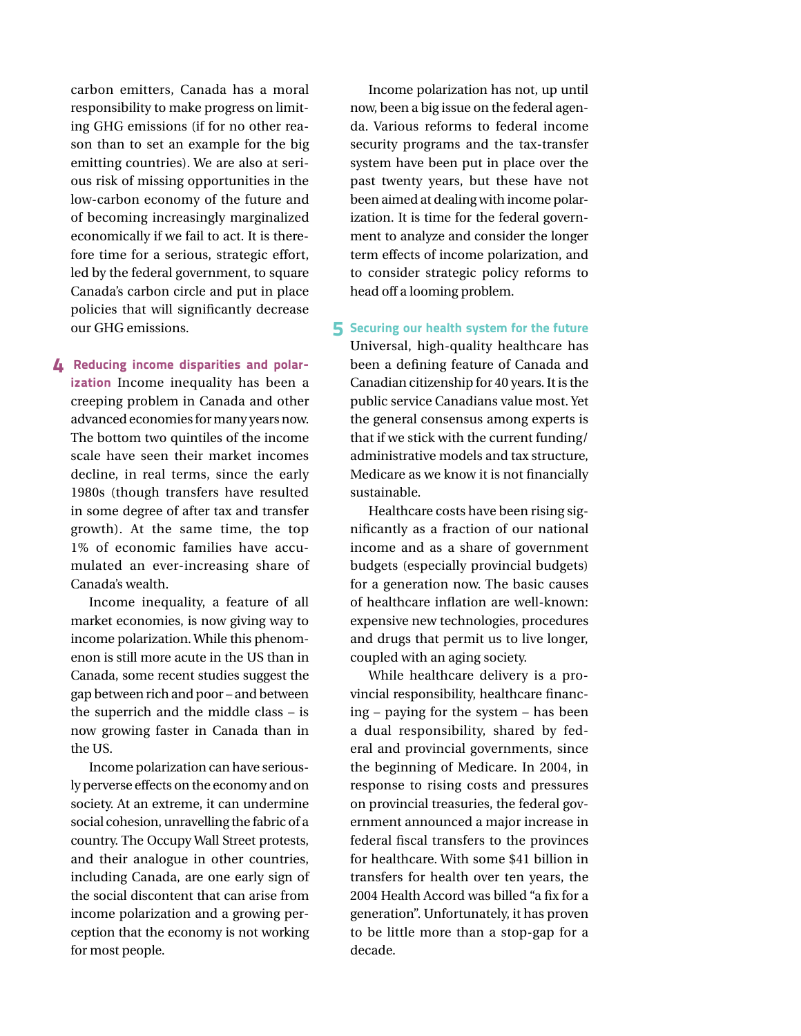carbon emitters, Canada has a moral responsibility to make progress on limiting GHG emissions (if for no other reason than to set an example for the big emitting countries). We are also at serious risk of missing opportunities in the low-carbon economy of the future and of becoming increasingly marginalized economically if we fail to act. It is therefore time for a serious, strategic effort, led by the federal government, to square Canada's carbon circle and put in place policies that will significantly decrease our GHG emissions.

**4 Reducing income disparities and polarization** Income inequality has been a creeping problem in Canada and other advanced economies for many years now. The bottom two quintiles of the income scale have seen their market incomes decline, in real terms, since the early 1980s (though transfers have resulted in some degree of after tax and transfer growth). At the same time, the top 1% of economic families have accumulated an ever-increasing share of Canada's wealth.

Income inequality, a feature of all market economies, is now giving way to income polarization. While this phenomenon is still more acute in the US than in Canada, some recent studies suggest the gap between rich and poor – and between the superrich and the middle class – is now growing faster in Canada than in the US.

Income polarization can have seriously perverse effects on the economy and on society. At an extreme, it can undermine social cohesion, unravelling the fabric of a country. The Occupy Wall Street protests, and their analogue in other countries, including Canada, are one early sign of the social discontent that can arise from income polarization and a growing perception that the economy is not working for most people.

Income polarization has not, up until now, been a big issue on the federal agenda. Various reforms to federal income security programs and the tax-transfer system have been put in place over the past twenty years, but these have not been aimed at dealing with income polarization. It is time for the federal government to analyze and consider the longer term effects of income polarization, and to consider strategic policy reforms to head off a looming problem.

**5 Securing our health system for the future** Universal, high-quality healthcare has been a defining feature of Canada and Canadian citizenship for 40 years. It is the public service Canadians value most. Yet the general consensus among experts is that if we stick with the current funding/administrative models and tax structure, Medicare as we know it is not financially sustainable.

Healthcare costs have been rising significantly as a fraction of our national income and as a share of government budgets (especially provincial budgets) for a generation now. The basic causes of healthcare inflation are well-known: expensive new technologies, procedures and drugs that permit us to live longer, coupled with an aging society.

While healthcare delivery is a provincial responsibility, healthcare financing – paying for the system – has been a dual responsibility, shared by federal and provincial governments, since the beginning of Medicare. In 2004, in response to rising costs and pressures on provincial treasuries, the federal government announced a major increase in federal fiscal transfers to the provinces for healthcare. With some $41 billion in transfers for health over ten years, the 2004 Health Accord was billed "a fix for a generation". Unfortunately, it has proven to be little more than a stop-gap for a decade.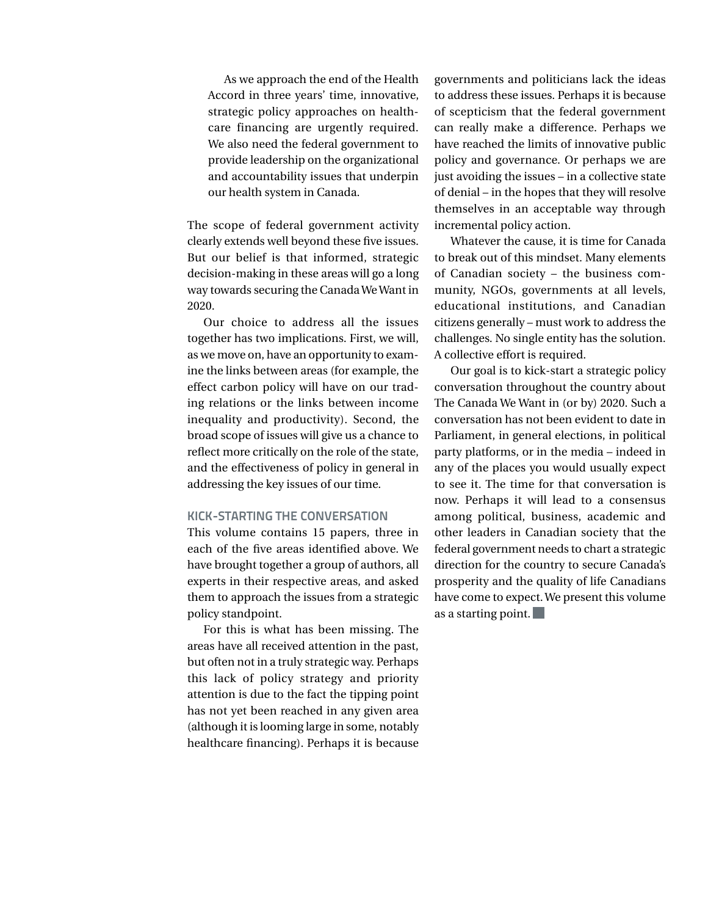> As we approach the end of the Health Accord in three years' time, innovative, strategic policy approaches on healthcare financing are urgently required. We also need the federal government to provide leadership on the organizational and accountability issues that underpin our health system in Canada.

The scope of federal government activity clearly extends well beyond these five issues. But our belief is that informed, strategic decision-making in these areas will go a long way towards securing the Canada We Want in 2020.

Our choice to address all the issues together has two implications. First, we will, as we move on, have an opportunity to examine the links between areas (for example, the effect carbon policy will have on our trading relations or the links between income inequality and productivity). Second, the broad scope of issues will give us a chance to reflect more critically on the role of the state, and the effectiveness of policy in general in addressing the key issues of our time.

## KICK-STARTING THE CONVERSATION

This volume contains 15 papers, three in each of the five areas identified above. We have brought together a group of authors, all experts in their respective areas, and asked them to approach the issues from a strategic policy standpoint.

For this is what has been missing. The areas have all received attention in the past, but often not in a truly strategic way. Perhaps this lack of policy strategy and priority attention is due to the fact the tipping point has not yet been reached in any given area (although it is looming large in some, notably healthcare financing). Perhaps it is because governments and politicians lack the ideas to address these issues. Perhaps it is because of scepticism that the federal government can really make a difference. Perhaps we have reached the limits of innovative public policy and governance. Or perhaps we are just avoiding the issues – in a collective state of denial – in the hopes that they will resolve themselves in an acceptable way through incremental policy action.

Whatever the cause, it is time for Canada to break out of this mindset. Many elements of Canadian society – the business community, NGOs, governments at all levels, educational institutions, and Canadian citizens generally – must work to address the challenges. No single entity has the solution. A collective effort is required.

Our goal is to kick-start a strategic policy conversation throughout the country about The Canada We Want in (or by) 2020. Such a conversation has not been evident to date in Parliament, in general elections, in political party platforms, or in the media – indeed in any of the places you would usually expect to see it. The time for that conversation is now. Perhaps it will lead to a consensus among political, business, academic and other leaders in Canadian society that the federal government needs to chart a strategic direction for the country to secure Canada's prosperity and the quality of life Canadians have come to expect. We present this volume as a starting point.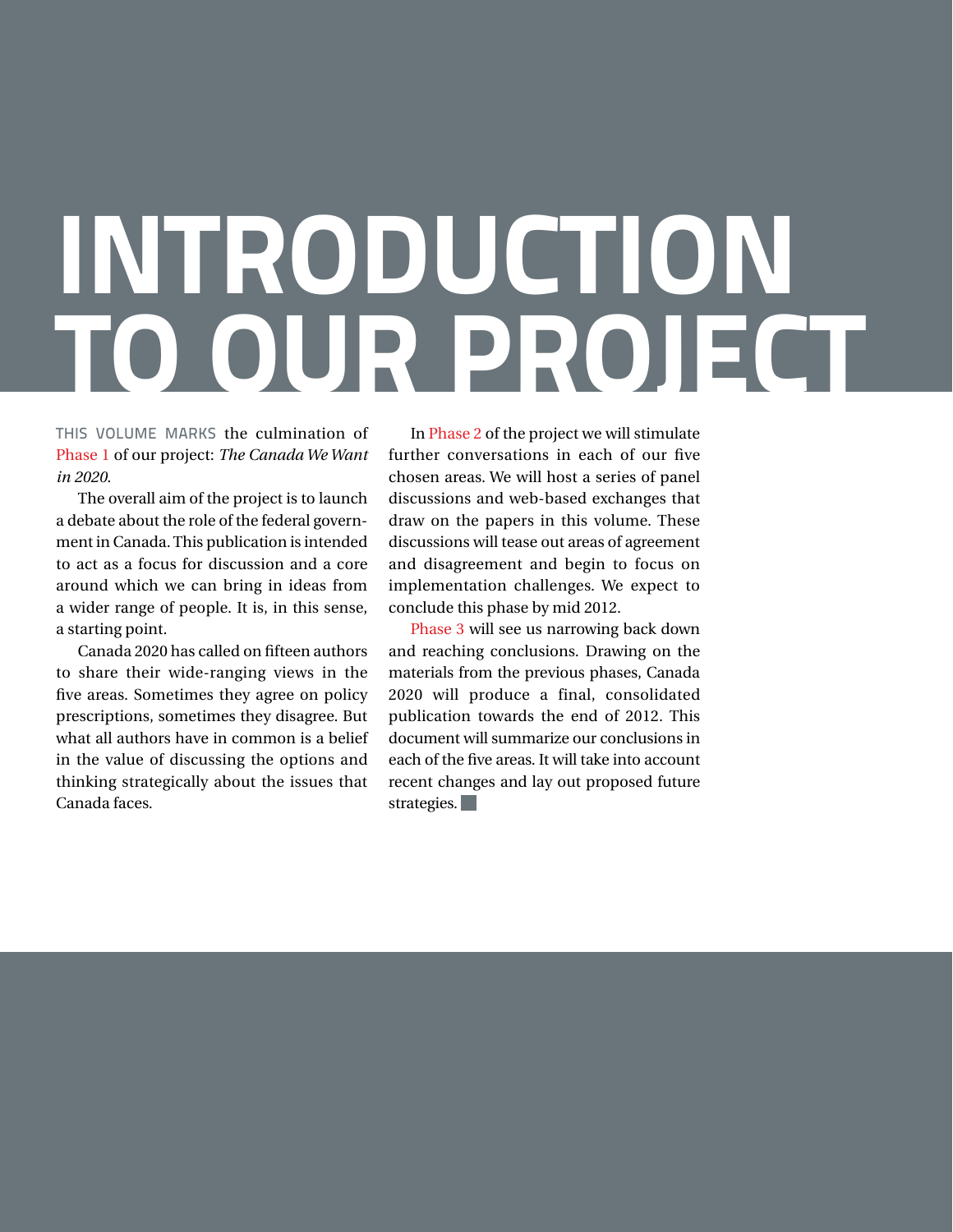# INTRODUCTION TO OUR PROJECT

THIS VOLUME MARKS the culmination of Phase 1 of our project: *The Canada We Want in 2020*.

The overall aim of the project is to launch a debate about the role of the federal government in Canada. This publication is intended to act as a focus for discussion and a core around which we can bring in ideas from a wider range of people. It is, in this sense, a starting point.

Canada 2020 has called on fifteen authors to share their wide-ranging views in the five areas. Sometimes they agree on policy prescriptions, sometimes they disagree. But what all authors have in common is a belief in the value of discussing the options and thinking strategically about the issues that Canada faces.

In Phase 2 of the project we will stimulate further conversations in each of our five chosen areas. We will host a series of panel discussions and web-based exchanges that draw on the papers in this volume. These discussions will tease out areas of agreement and disagreement and begin to focus on implementation challenges. We expect to conclude this phase by mid 2012.

Phase 3 will see us narrowing back down and reaching conclusions. Drawing on the materials from the previous phases, Canada 2020 will produce a final, consolidated publication towards the end of 2012. This document will summarize our conclusions in each of the five areas. It will take into account recent changes and lay out proposed future strategies.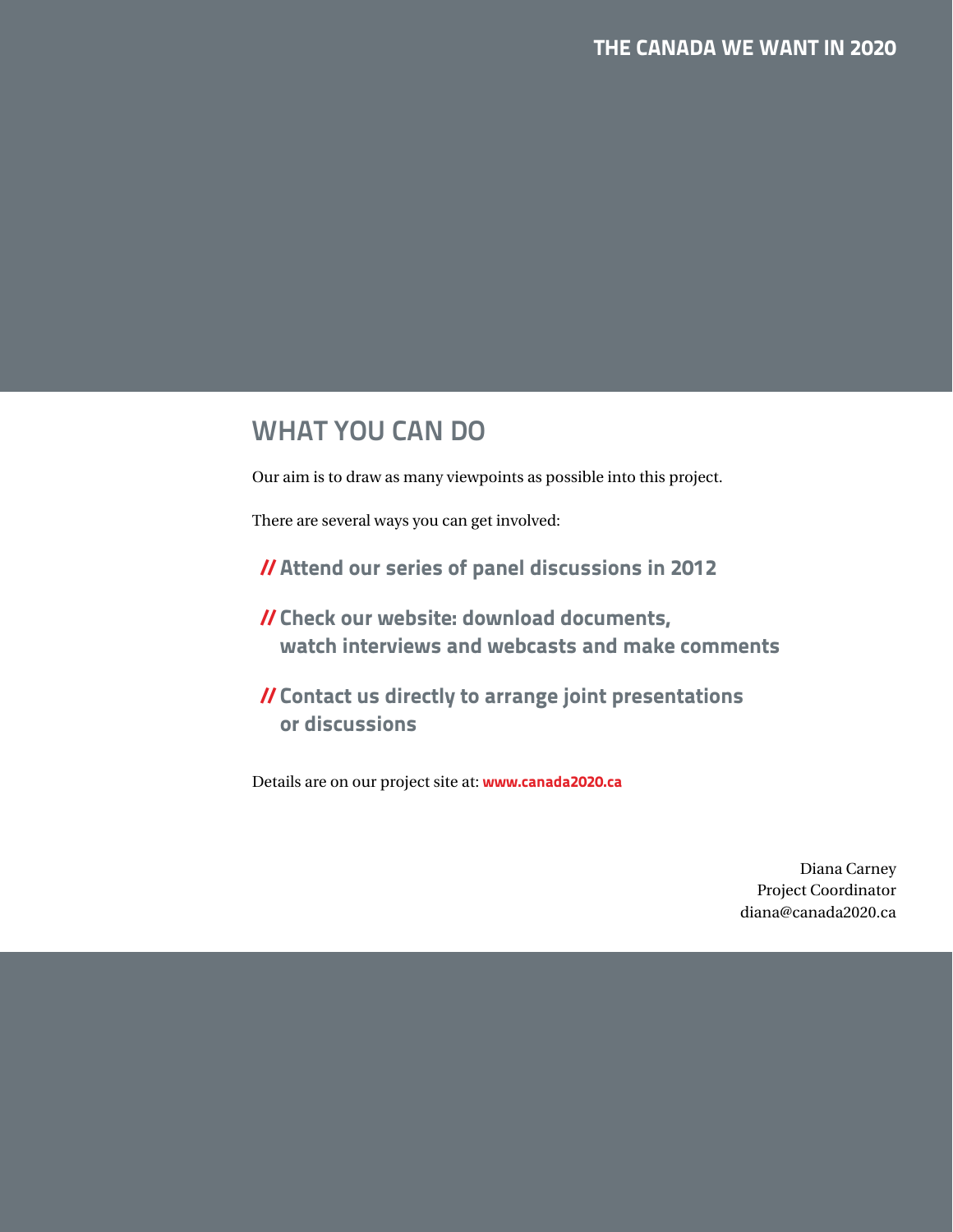## WHAT YOU CAN DO

Our aim is to draw as many viewpoints as possible into this project.

There are several ways you can get involved:

- **// Attend our series of panel discussions in 2012**
- **// Check our website: download documents, watch interviews and webcasts and make comments**
- **// Contact us directly to arrange joint presentations or discussions**

Details are on our project site at: **www.canada2020.ca**

Diana Carney
Project Coordinator
diana@canada2020.ca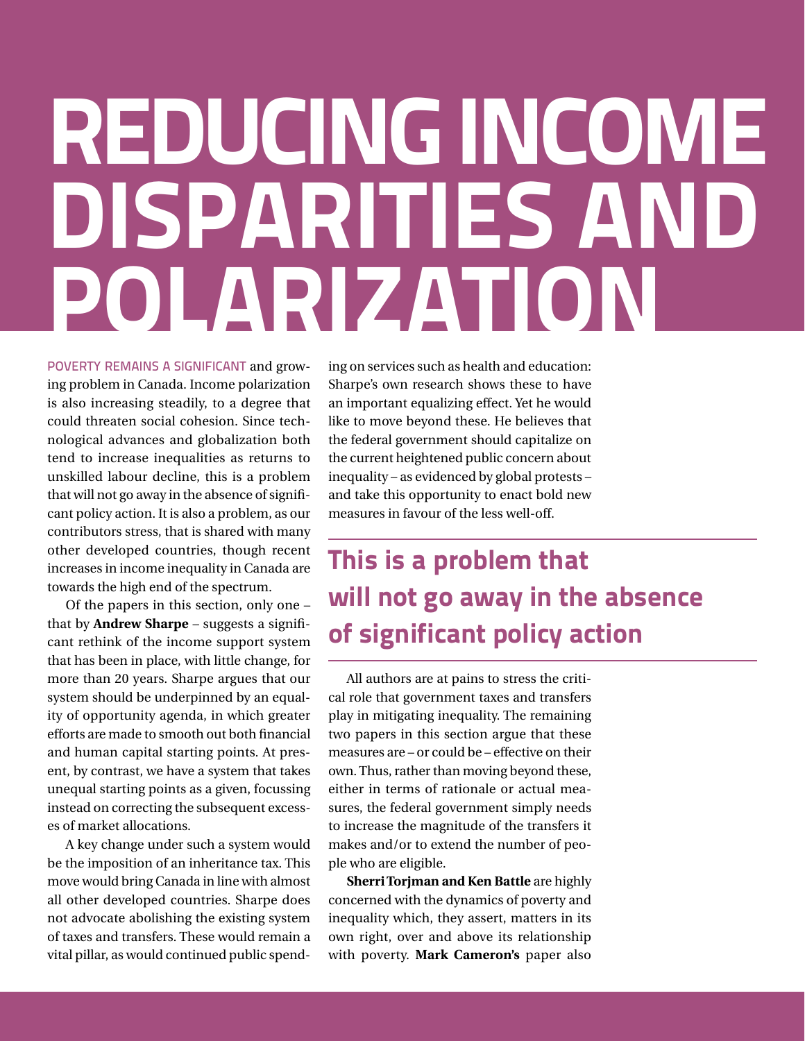# REDUCING INCOME DISPARITIES AND POLARIZATION

POVERTY REMAINS A SIGNIFICANT and growing problem in Canada. Income polarization is also increasing steadily, to a degree that could threaten social cohesion. Since technological advances and globalization both tend to increase inequalities as returns to unskilled labour decline, this is a problem that will not go away in the absence of significant policy action. It is also a problem, as our contributors stress, that is shared with many other developed countries, though recent increases in income inequality in Canada are towards the high end of the spectrum.

Of the papers in this section, only one – that by **Andrew Sharpe** – suggests a significant rethink of the income support system that has been in place, with little change, for more than 20 years. Sharpe argues that our system should be underpinned by an equality of opportunity agenda, in which greater efforts are made to smooth out both financial and human capital starting points. At present, by contrast, we have a system that takes unequal starting points as a given, focussing instead on correcting the subsequent excesses of market allocations.

A key change under such a system would be the imposition of an inheritance tax. This move would bring Canada in line with almost all other developed countries. Sharpe does not advocate abolishing the existing system of taxes and transfers. These would remain a vital pillar, as would continued public spending on services such as health and education: Sharpe's own research shows these to have an important equalizing effect. Yet he would like to move beyond these. He believes that the federal government should capitalize on the current heightened public concern about inequality – as evidenced by global protests – and take this opportunity to enact bold new measures in favour of the less well-off.

> **This is a problem that will not go away in the absence of significant policy action**

All authors are at pains to stress the critical role that government taxes and transfers play in mitigating inequality. The remaining two papers in this section argue that these measures are – or could be – effective on their own. Thus, rather than moving beyond these, either in terms of rationale or actual measures, the federal government simply needs to increase the magnitude of the transfers it makes and/or to extend the number of people who are eligible.

**Sherri Torjman and Ken Battle** are highly concerned with the dynamics of poverty and inequality which, they assert, matters in its own right, over and above its relationship with poverty. **Mark Cameron's** paper also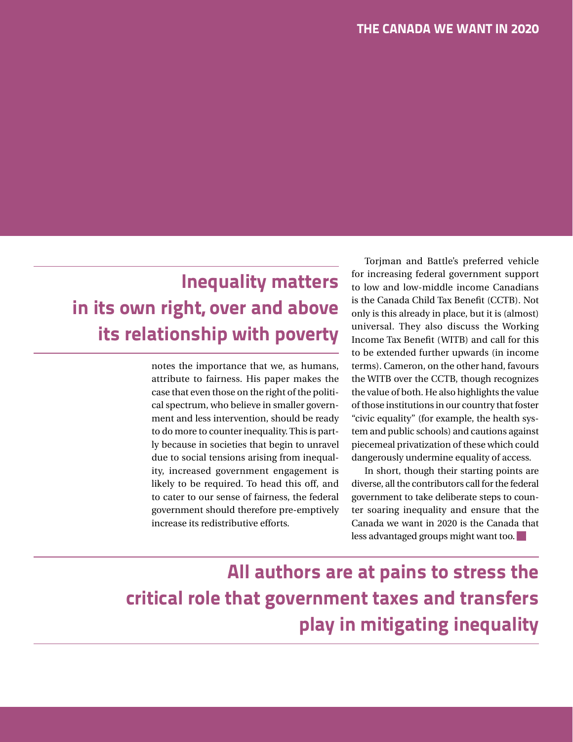**Inequality matters in its own right, over and above its relationship with poverty**

notes the importance that we, as humans, attribute to fairness. His paper makes the case that even those on the right of the political spectrum, who believe in smaller government and less intervention, should be ready to do more to counter inequality. This is partly because in societies that begin to unravel due to social tensions arising from inequality, increased government engagement is likely to be required. To head this off, and to cater to our sense of fairness, the federal government should therefore pre-emptively increase its redistributive efforts.

Torjman and Battle's preferred vehicle for increasing federal government support to low and low-middle income Canadians is the Canada Child Tax Benefit (CCTB). Not only is this already in place, but it is (almost) universal. They also discuss the Working Income Tax Benefit (WITB) and call for this to be extended further upwards (in income terms). Cameron, on the other hand, favours the WITB over the CCTB, though recognizes the value of both. He also highlights the value of those institutions in our country that foster "civic equality" (for example, the health system and public schools) and cautions against piecemeal privatization of these which could dangerously undermine equality of access.

In short, though their starting points are diverse, all the contributors call for the federal government to take deliberate steps to counter soaring inequality and ensure that the Canada we want in 2020 is the Canada that less advantaged groups might want too.

**All authors are at pains to stress the critical role that government taxes and transfers play in mitigating inequality**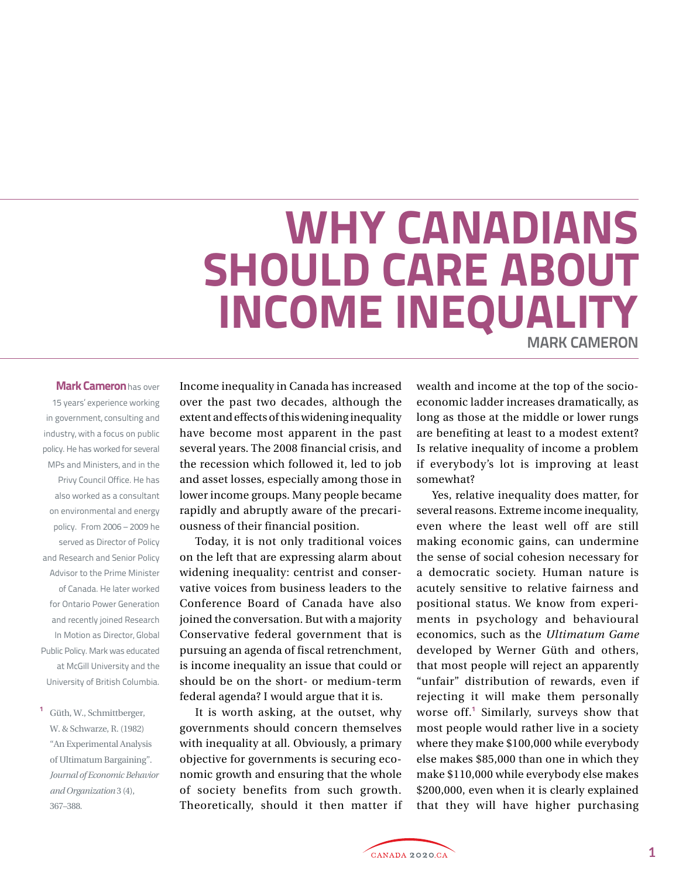# WHY CANADIANS SHOULD CARE ABOUT INCOME INEQUALITY

MARK CAMERON

**Mark Cameron** has over 15 years' experience working in government, consulting and industry, with a focus on public policy. He has worked for several MPs and Ministers, and in the Privy Council Office. He has also worked as a consultant on environmental and energy policy. From 2006 – 2009 he served as Director of Policy and Research and Senior Policy Advisor to the Prime Minister of Canada. He later worked for Ontario Power Generation and recently joined Research In Motion as Director, Global Public Policy. Mark was educated at McGill University and the University of British Columbia.

Income inequality in Canada has increased over the past two decades, although the extent and effects of this widening inequality have become most apparent in the past several years. The 2008 financial crisis, and the recession which followed it, led to job and asset losses, especially among those in lower income groups. Many people became rapidly and abruptly aware of the precariousness of their financial position.

Today, it is not only traditional voices on the left that are expressing alarm about widening inequality: centrist and conservative voices from business leaders to the Conference Board of Canada have also joined the conversation. But with a majority Conservative federal government that is pursuing an agenda of fiscal retrenchment, is income inequality an issue that could or should be on the short- or medium-term federal agenda? I would argue that it is.

It is worth asking, at the outset, why governments should concern themselves with inequality at all. Obviously, a primary objective for governments is securing economic growth and ensuring that the whole of society benefits from such growth. Theoretically, should it then matter if wealth and income at the top of the socio-economic ladder increases dramatically, as long as those at the middle or lower rungs are benefiting at least to a modest extent? Is relative inequality of income a problem if everybody's lot is improving at least somewhat?

Yes, relative inequality does matter, for several reasons. Extreme income inequality, even where the least well off are still making economic gains, can undermine the sense of social cohesion necessary for a democratic society. Human nature is acutely sensitive to relative fairness and positional status. We know from experiments in psychology and behavioural economics, such as the *Ultimatum Game* developed by Werner Güth and others, that most people will reject an apparently "unfair" distribution of rewards, even if rejecting it will make them personally worse off.[1] Similarly, surveys show that most people would rather live in a society where they make $100,000 while everybody else makes $85,000 than one in which they make $110,000 while everybody else makes $200,000, even when it is clearly explained that they will have higher purchasing

[1] Güth, W., Schmittberger, W. & Schwarze, R. (1982) "An Experimental Analysis of Ultimatum Bargaining". *Journal of Economic Behavior and Organization* 3 (4), 367–388.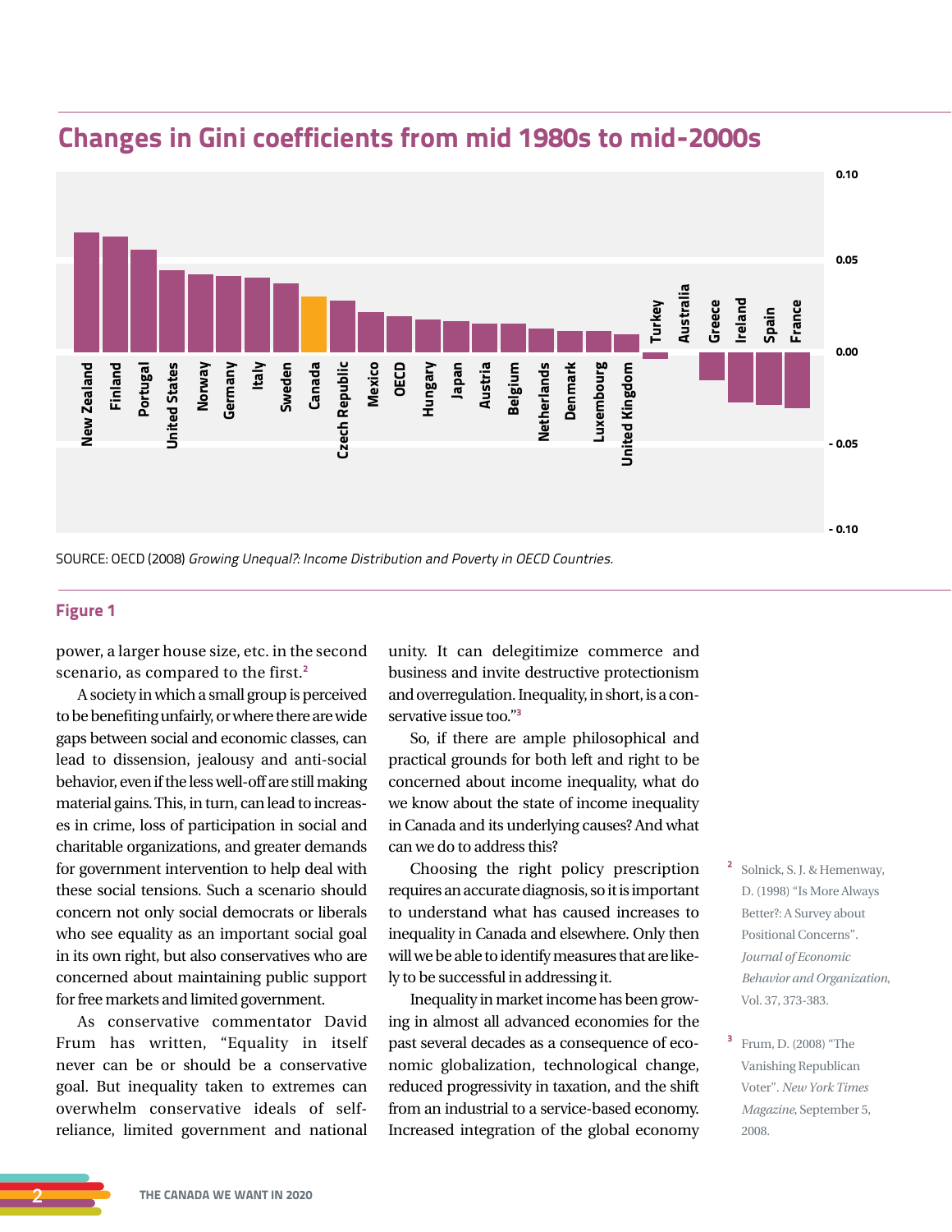## Changes in Gini coefficients from mid 1980s to mid-2000s

SOURCE: OECD (2008) *Growing Unequal?: Income Distribution and Poverty in OECD Countries.*

**Figure 1**

power, a larger house size, etc. in the second scenario, as compared to the first.[2]

A society in which a small group is perceived to be benefiting unfairly, or where there are wide gaps between social and economic classes, can lead to dissension, jealousy and anti-social behavior, even if the less well-off are still making material gains. This, in turn, can lead to increases in crime, loss of participation in social and charitable organizations, and greater demands for government intervention to help deal with these social tensions. Such a scenario should concern not only social democrats or liberals who see equality as an important social goal in its own right, but also conservatives who are concerned about maintaining public support for free markets and limited government.

As conservative commentator David Frum has written, "Equality in itself never can be or should be a conservative goal. But inequality taken to extremes can overwhelm conservative ideals of self-reliance, limited government and national unity. It can delegitimize commerce and business and invite destructive protectionism and overregulation. Inequality, in short, is a conservative issue too."[3]

So, if there are ample philosophical and practical grounds for both left and right to be concerned about income inequality, what do we know about the state of income inequality in Canada and its underlying causes? And what can we do to address this?

Choosing the right policy prescription requires an accurate diagnosis, so it is important to understand what has caused increases to inequality in Canada and elsewhere. Only then will we be able to identify measures that are likely to be successful in addressing it.

Inequality in market income has been growing in almost all advanced economies for the past several decades as a consequence of economic globalization, technological change, reduced progressivity in taxation, and the shift from an industrial to a service-based economy. Increased integration of the global economy

[2] Solnick, S. J. & Hemenway, D. (1998) "Is More Always Better?: A Survey about Positional Concerns". *Journal of Economic Behavior and Organization*, Vol. 37, 373-383.

[3] Frum, D. (2008) "The Vanishing Republican Voter". *New York Times Magazine*, September 5, 2008.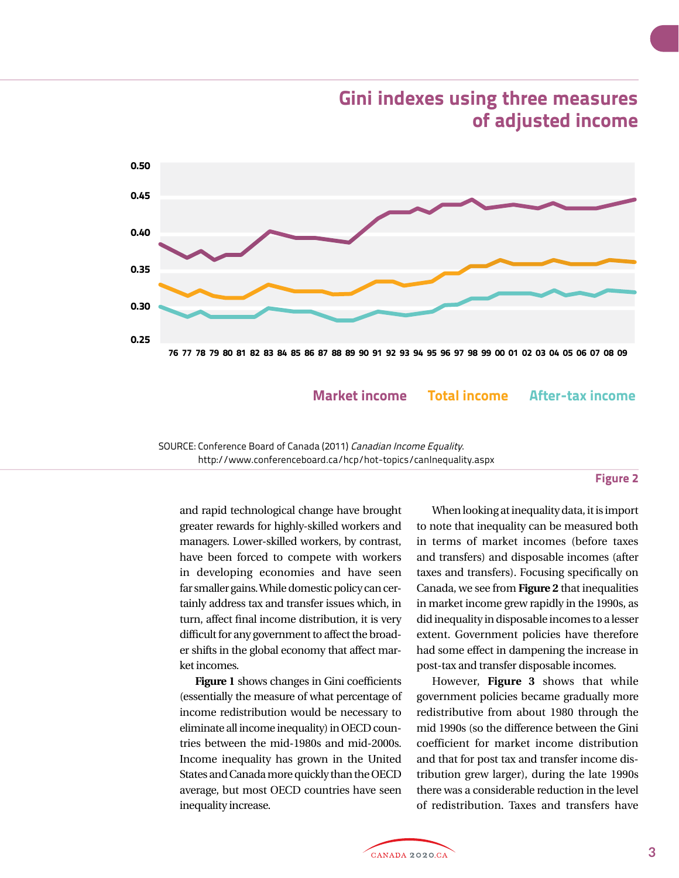## Gini indexes using three measures of adjusted income

Market income    Total income    After-tax income

SOURCE: Conference Board of Canada (2011) *Canadian Income Equality*. http://www.conferenceboard.ca/hcp/hot-topics/canInequality.aspx

**Figure 2**

and rapid technological change have brought greater rewards for highly-skilled workers and managers. Lower-skilled workers, by contrast, have been forced to compete with workers in developing economies and have seen far smaller gains. While domestic policy can certainly address tax and transfer issues which, in turn, affect final income distribution, it is very difficult for any government to affect the broader shifts in the global economy that affect market incomes.

**Figure 1** shows changes in Gini coefficients (essentially the measure of what percentage of income redistribution would be necessary to eliminate all income inequality) in OECD countries between the mid-1980s and mid-2000s. Income inequality has grown in the United States and Canada more quickly than the OECD average, but most OECD countries have seen inequality increase.

When looking at inequality data, it is import to note that inequality can be measured both in terms of market incomes (before taxes and transfers) and disposable incomes (after taxes and transfers). Focusing specifically on Canada, we see from **Figure 2** that inequalities in market income grew rapidly in the 1990s, as did inequality in disposable incomes to a lesser extent. Government policies have therefore had some effect in dampening the increase in post-tax and transfer disposable incomes.

However, **Figure 3** shows that while government policies became gradually more redistributive from about 1980 through the mid 1990s (so the difference between the Gini coefficient for market income distribution and that for post tax and transfer income distribution grew larger), during the late 1990s there was a considerable reduction in the level of redistribution. Taxes and transfers have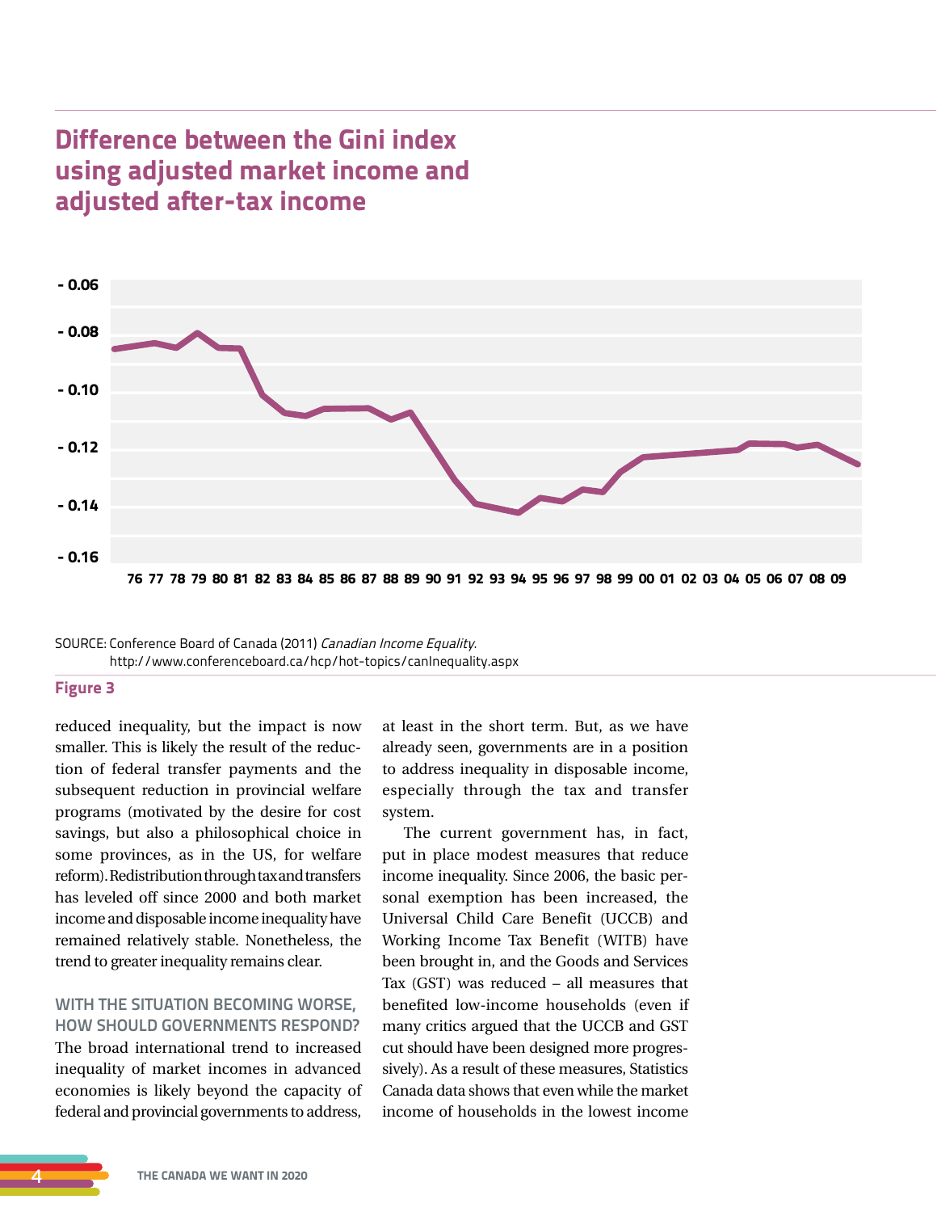## Difference between the Gini index using adjusted market income and adjusted after-tax income

SOURCE: Conference Board of Canada (2011) *Canadian Income Equality*. http://www.conferenceboard.ca/hcp/hot-topics/canInequality.aspx

**Figure 3**

reduced inequality, but the impact is now smaller. This is likely the result of the reduction of federal transfer payments and the subsequent reduction in provincial welfare programs (motivated by the desire for cost savings, but also a philosophical choice in some provinces, as in the US, for welfare reform). Redistribution through tax and transfers has leveled off since 2000 and both market income and disposable income inequality have remained relatively stable. Nonetheless, the trend to greater inequality remains clear.

### WITH THE SITUATION BECOMING WORSE, HOW SHOULD GOVERNMENTS RESPOND?

The broad international trend to increased inequality of market incomes in advanced economies is likely beyond the capacity of federal and provincial governments to address, at least in the short term. But, as we have already seen, governments are in a position to address inequality in disposable income, especially through the tax and transfer system.

The current government has, in fact, put in place modest measures that reduce income inequality. Since 2006, the basic personal exemption has been increased, the Universal Child Care Benefit (UCCB) and Working Income Tax Benefit (WITB) have been brought in, and the Goods and Services Tax (GST) was reduced – all measures that benefited low-income households (even if many critics argued that the UCCB and GST cut should have been designed more progressively). As a result of these measures, Statistics Canada data shows that even while the market income of households in the lowest income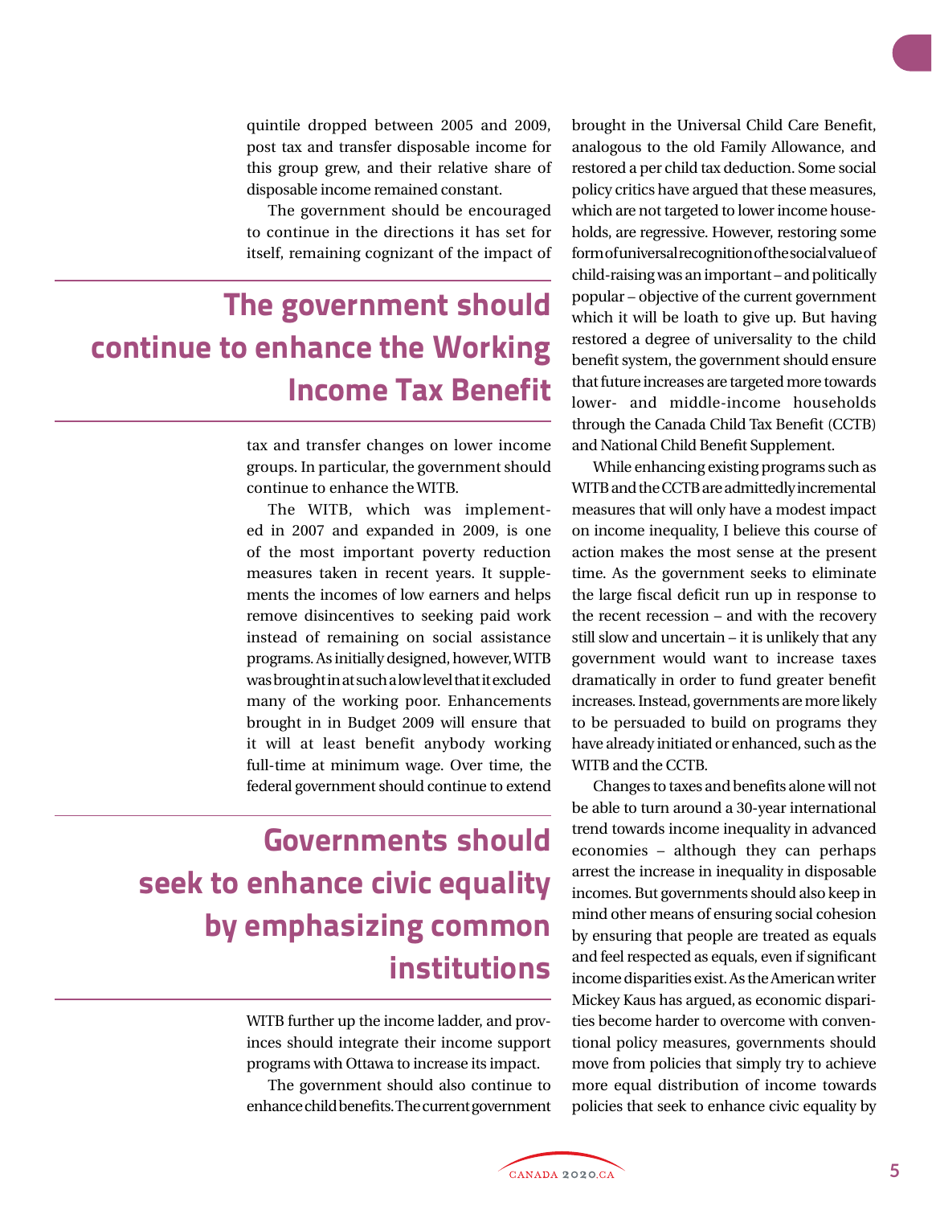quintile dropped between 2005 and 2009, post tax and transfer disposable income for this group grew, and their relative share of disposable income remained constant.

The government should be encouraged to continue in the directions it has set for itself, remaining cognizant of the impact of tax and transfer changes on lower income groups. In particular, the government should continue to enhance the WITB.

## The government should continue to enhance the Working Income Tax Benefit

The WITB, which was implemented in 2007 and expanded in 2009, is one of the most important poverty reduction measures taken in recent years. It supplements the incomes of low earners and helps remove disincentives to seeking paid work instead of remaining on social assistance programs. As initially designed, however, WITB was brought in at such a low level that it excluded many of the working poor. Enhancements brought in in Budget 2009 will ensure that it will at least benefit anybody working full-time at minimum wage. Over time, the federal government should continue to extend WITB further up the income ladder, and provinces should integrate their income support programs with Ottawa to increase its impact.

## Governments should seek to enhance civic equality by emphasizing common institutions

The government should also continue to enhance child benefits. The current government brought in the Universal Child Care Benefit, analogous to the old Family Allowance, and restored a per child tax deduction. Some social policy critics have argued that these measures, which are not targeted to lower income households, are regressive. However, restoring some form of universal recognition of the social value of child-raising was an important – and politically popular – objective of the current government which it will be loath to give up. But having restored a degree of universality to the child benefit system, the government should ensure that future increases are targeted more towards lower- and middle-income households through the Canada Child Tax Benefit (CCTB) and National Child Benefit Supplement.

While enhancing existing programs such as WITB and the CCTB are admittedly incremental measures that will only have a modest impact on income inequality, I believe this course of action makes the most sense at the present time. As the government seeks to eliminate the large fiscal deficit run up in response to the recent recession – and with the recovery still slow and uncertain – it is unlikely that any government would want to increase taxes dramatically in order to fund greater benefit increases. Instead, governments are more likely to be persuaded to build on programs they have already initiated or enhanced, such as the WITB and the CCTB.

Changes to taxes and benefits alone will not be able to turn around a 30-year international trend towards income inequality in advanced economies – although they can perhaps arrest the increase in inequality in disposable incomes. But governments should also keep in mind other means of ensuring social cohesion by ensuring that people are treated as equals and feel respected as equals, even if significant income disparities exist. As the American writer Mickey Kaus has argued, as economic disparities become harder to overcome with conventional policy measures, governments should move from policies that simply try to achieve more equal distribution of income towards policies that seek to enhance civic equality by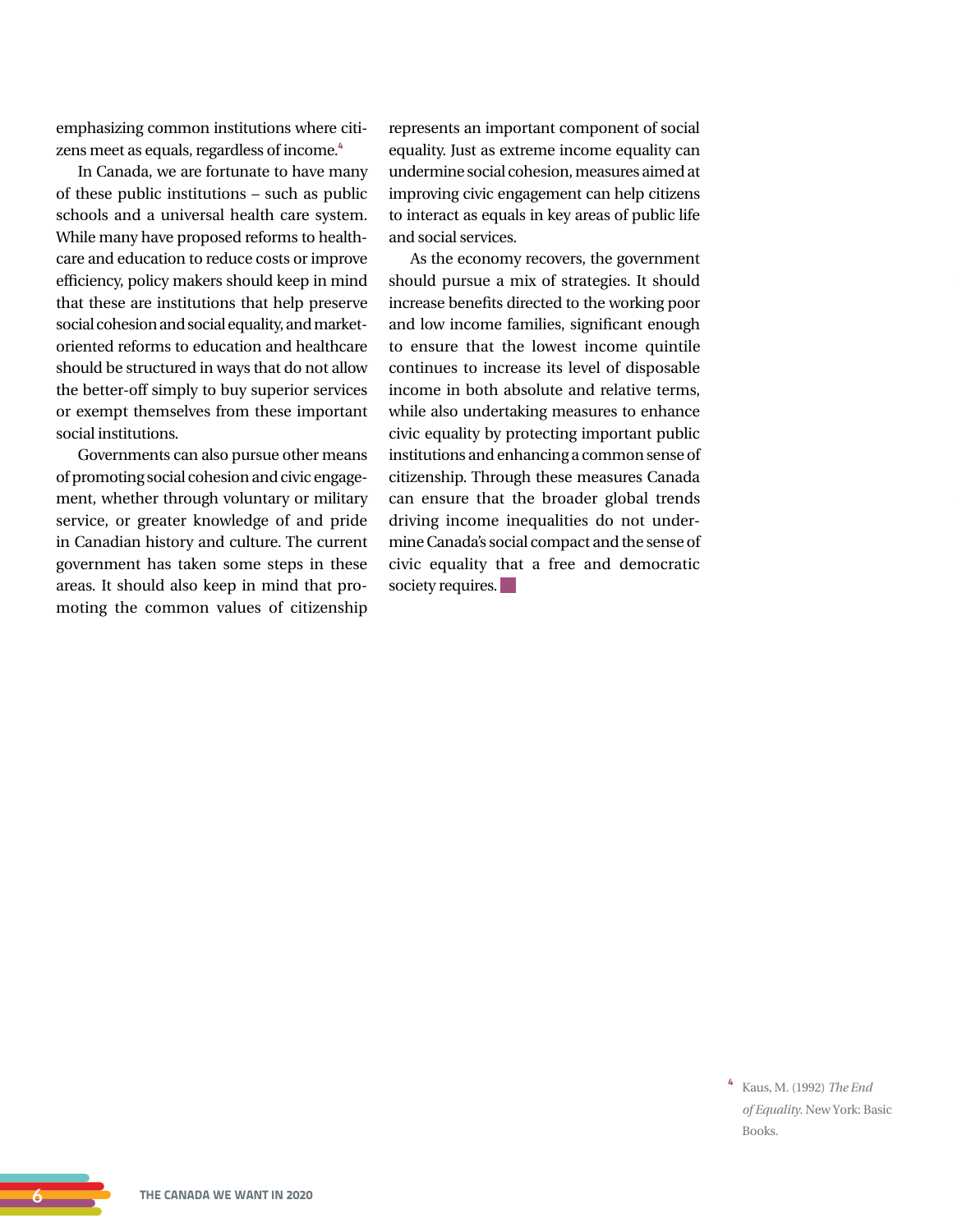emphasizing common institutions where citizens meet as equals, regardless of income.[4]

In Canada, we are fortunate to have many of these public institutions – such as public schools and a universal health care system. While many have proposed reforms to healthcare and education to reduce costs or improve efficiency, policy makers should keep in mind that these are institutions that help preserve social cohesion and social equality, and market-oriented reforms to education and healthcare should be structured in ways that do not allow the better-off simply to buy superior services or exempt themselves from these important social institutions.

Governments can also pursue other means of promoting social cohesion and civic engagement, whether through voluntary or military service, or greater knowledge of and pride in Canadian history and culture. The current government has taken some steps in these areas. It should also keep in mind that promoting the common values of citizenship represents an important component of social equality. Just as extreme income equality can undermine social cohesion, measures aimed at improving civic engagement can help citizens to interact as equals in key areas of public life and social services.

As the economy recovers, the government should pursue a mix of strategies. It should increase benefits directed to the working poor and low income families, significant enough to ensure that the lowest income quintile continues to increase its level of disposable income in both absolute and relative terms, while also undertaking measures to enhance civic equality by protecting important public institutions and enhancing a common sense of citizenship. Through these measures Canada can ensure that the broader global trends driving income inequalities do not undermine Canada's social compact and the sense of civic equality that a free and democratic society requires.

[4] Kaus, M. (1992) *The End of Equality*. New York: Basic Books.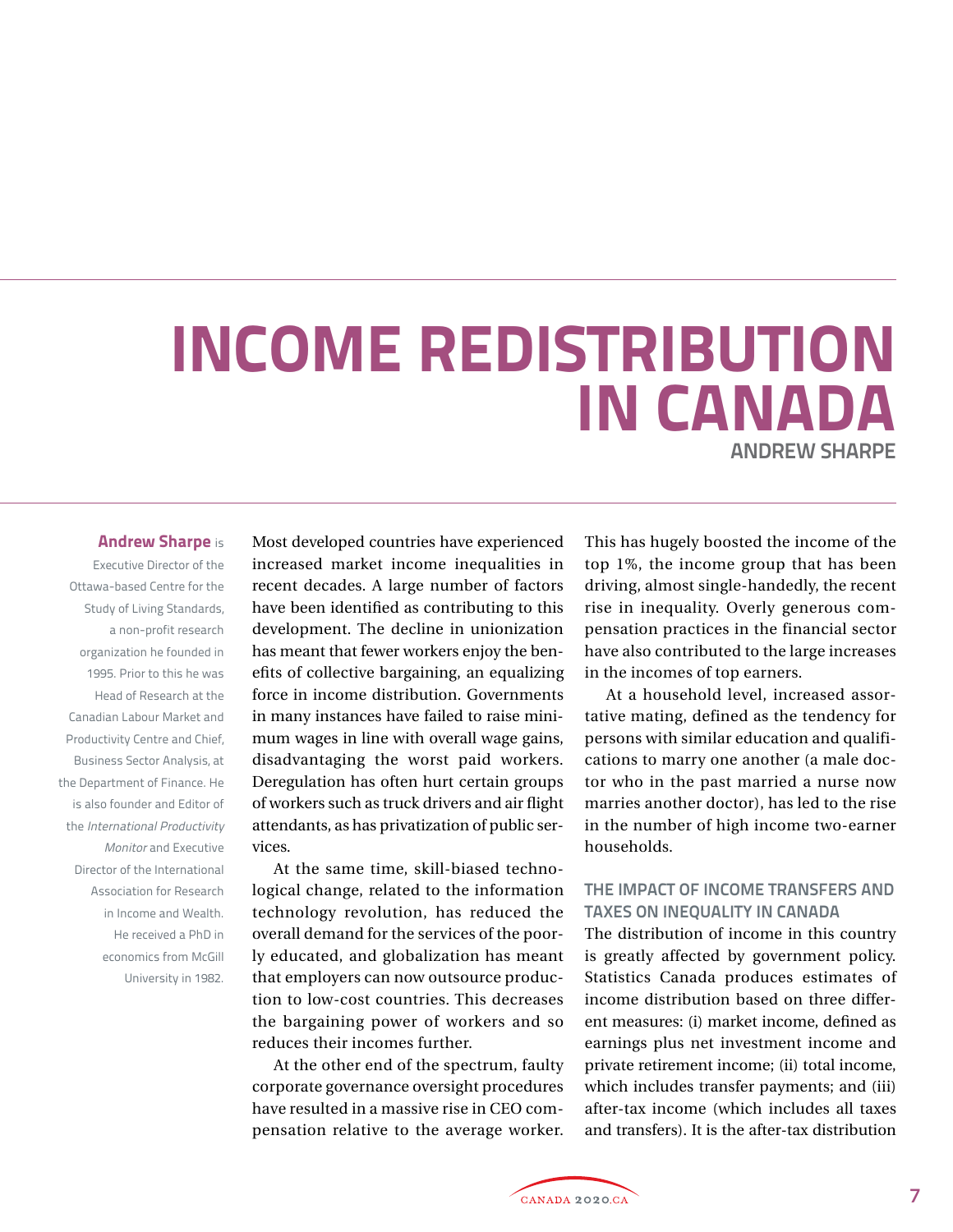# INCOME REDISTRIBUTION IN CANADA

## ANDREW SHARPE

**Andrew Sharpe** is Executive Director of the Ottawa-based Centre for the Study of Living Standards, a non-profit research organization he founded in 1995. Prior to this he was Head of Research at the Canadian Labour Market and Productivity Centre and Chief, Business Sector Analysis, at the Department of Finance. He is also founder and Editor of the *International Productivity Monitor* and Executive Director of the International Association for Research in Income and Wealth. He received a PhD in economics from McGill University in 1982.

Most developed countries have experienced increased market income inequalities in recent decades. A large number of factors have been identified as contributing to this development. The decline in unionization has meant that fewer workers enjoy the benefits of collective bargaining, an equalizing force in income distribution. Governments in many instances have failed to raise minimum wages in line with overall wage gains, disadvantaging the worst paid workers. Deregulation has often hurt certain groups of workers such as truck drivers and air flight attendants, as has privatization of public services.

At the same time, skill-biased technological change, related to the information technology revolution, has reduced the overall demand for the services of the poorly educated, and globalization has meant that employers can now outsource production to low-cost countries. This decreases the bargaining power of workers and so reduces their incomes further.

At the other end of the spectrum, faulty corporate governance oversight procedures have resulted in a massive rise in CEO compensation relative to the average worker. This has hugely boosted the income of the top 1%, the income group that has been driving, almost single-handedly, the recent rise in inequality. Overly generous compensation practices in the financial sector have also contributed to the large increases in the incomes of top earners.

At a household level, increased assortative mating, defined as the tendency for persons with similar education and qualifications to marry one another (a male doctor who in the past married a nurse now marries another doctor), has led to the rise in the number of high income two-earner households.

### THE IMPACT OF INCOME TRANSFERS AND TAXES ON INEQUALITY IN CANADA

The distribution of income in this country is greatly affected by government policy. Statistics Canada produces estimates of income distribution based on three different measures: (i) market income, defined as earnings plus net investment income and private retirement income; (ii) total income, which includes transfer payments; and (iii) after-tax income (which includes all taxes and transfers). It is the after-tax distribution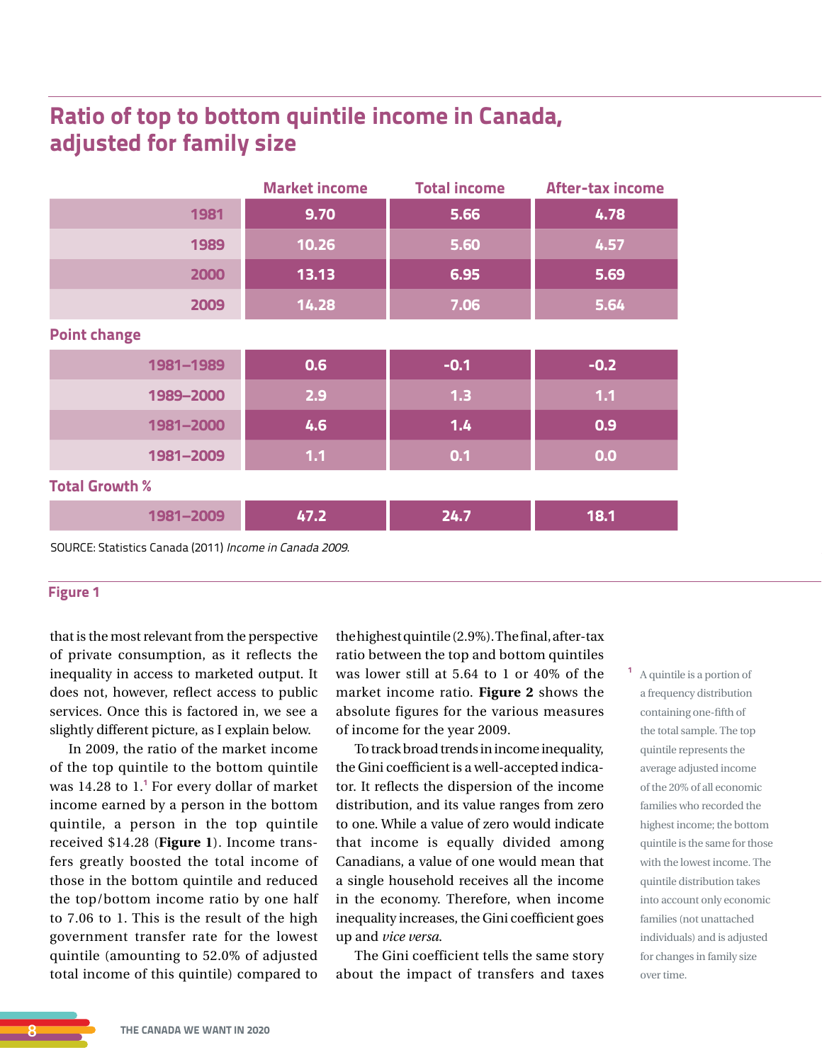## Ratio of top to bottom quintile income in Canada, adjusted for family size

| | Market income | Total income | After-tax income |
|---|---|---|---|
| 1981 | 9.70 | 5.66 | 4.78 |
| 1989 | 10.26 | 5.60 | 4.57 |
| 2000 | 13.13 | 6.95 | 5.69 |
| 2009 | 14.28 | 7.06 | 5.64 |
| **Point change** | | | |
| 1981–1989 | 0.6 | -0.1 | -0.2 |
| 1989–2000 | 2.9 | 1.3 | 1.1 |
| 1981–2000 | 4.6 | 1.4 | 0.9 |
| 1981–2009 | 1.1 | 0.1 | 0.0 |
| **Total Growth %** | | | |
| 1981–2009 | 47.2 | 24.7 | 18.1 |

SOURCE: Statistics Canada (2011) *Income in Canada 2009*.

**Figure 1**

that is the most relevant from the perspective of private consumption, as it reflects the inequality in access to marketed output. It does not, however, reflect access to public services. Once this is factored in, we see a slightly different picture, as I explain below.

In 2009, the ratio of the market income of the top quintile to the bottom quintile was 14.28 to 1.[1] For every dollar of market income earned by a person in the bottom quintile, a person in the top quintile received $14.28 (**Figure 1**). Income transfers greatly boosted the total income of those in the bottom quintile and reduced the top/bottom income ratio by one half to 7.06 to 1. This is the result of the high government transfer rate for the lowest quintile (amounting to 52.0% of adjusted total income of this quintile) compared to the highest quintile (2.9%). The final, after-tax ratio between the top and bottom quintiles was lower still at 5.64 to 1 or 40% of the market income ratio. **Figure 2** shows the absolute figures for the various measures of income for the year 2009.

To track broad trends in income inequality, the Gini coefficient is a well-accepted indicator. It reflects the dispersion of the income distribution, and its value ranges from zero to one. While a value of zero would indicate that income is equally divided among Canadians, a value of one would mean that a single household receives all the income in the economy. Therefore, when income inequality increases, the Gini coefficient goes up and *vice versa*.

The Gini coefficient tells the same story about the impact of transfers and taxes

[1] A quintile is a portion of a frequency distribution containing one-fifth of the total sample. The top quintile represents the average adjusted income of the 20% of all economic families who recorded the highest income; the bottom quintile is the same for those with the lowest income. The quintile distribution takes into account only economic families (not unattached individuals) and is adjusted for changes in family size over time.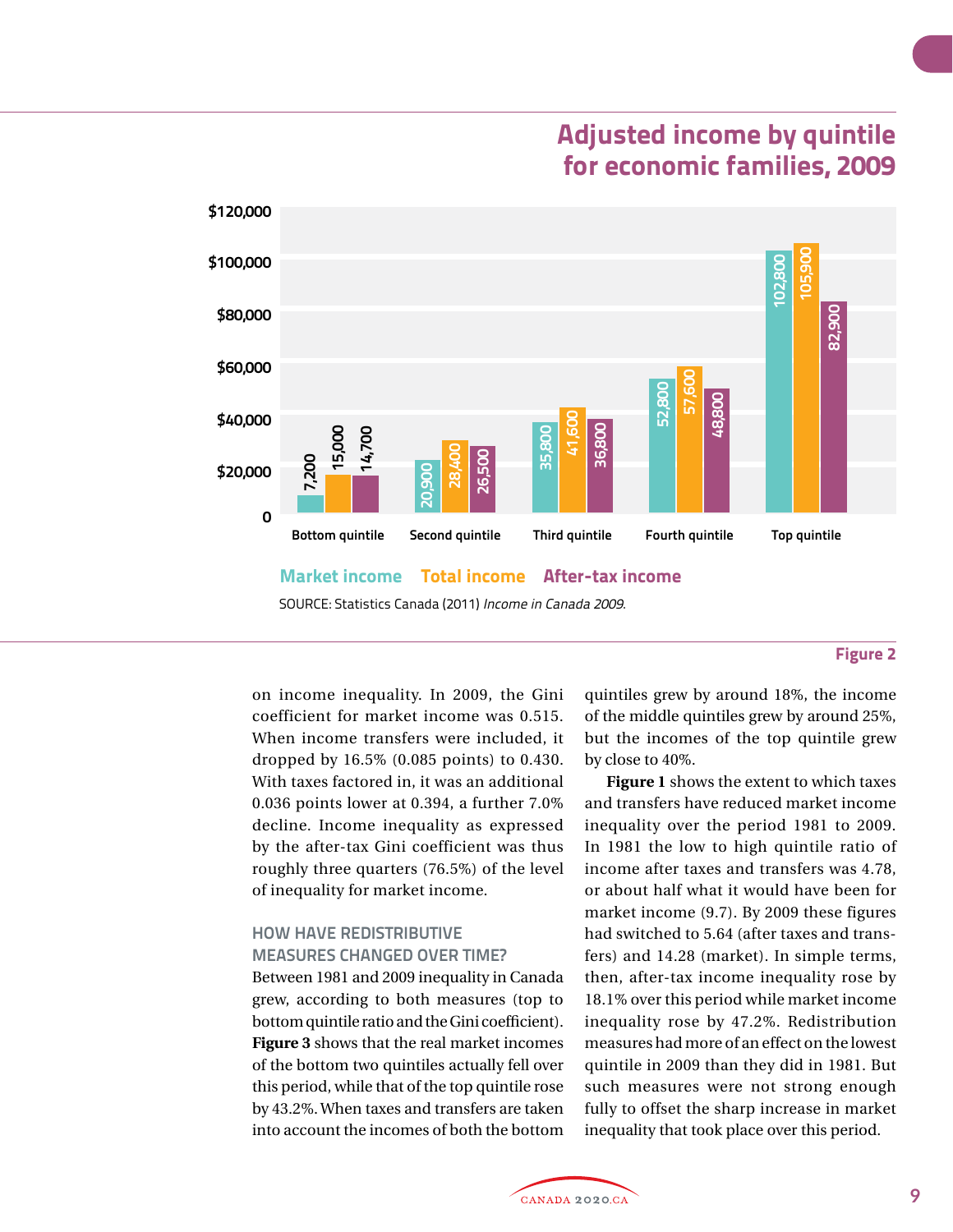## Adjusted income by quintile for economic families, 2009

| | Market income | Total income | After-tax income |
|---|---|---|---|
| Bottom quintile | 7,200 | 15,000 | 14,700 |
| Second quintile | 20,900 | 28,400 | 26,500 |
| Third quintile | 35,800 | 41,600 | 36,800 |
| Fourth quintile | 52,800 | 57,600 | 48,800 |
| Top quintile | 102,800 | 105,900 | 82,900 |

SOURCE: Statistics Canada (2011) *Income in Canada 2009*.

**Figure 2**

on income inequality. In 2009, the Gini coefficient for market income was 0.515. When income transfers were included, it dropped by 16.5% (0.085 points) to 0.430. With taxes factored in, it was an additional 0.036 points lower at 0.394, a further 7.0% decline. Income inequality as expressed by the after-tax Gini coefficient was thus roughly three quarters (76.5%) of the level of inequality for market income.

### HOW HAVE REDISTRIBUTIVE MEASURES CHANGED OVER TIME?

Between 1981 and 2009 inequality in Canada grew, according to both measures (top to bottom quintile ratio and the Gini coefficient). **Figure 3** shows that the real market incomes of the bottom two quintiles actually fell over this period, while that of the top quintile rose by 43.2%. When taxes and transfers are taken into account the incomes of both the bottom quintiles grew by around 18%, the income of the middle quintiles grew by around 25%, but the incomes of the top quintile grew by close to 40%.

**Figure 1** shows the extent to which taxes and transfers have reduced market income inequality over the period 1981 to 2009. In 1981 the low to high quintile ratio of income after taxes and transfers was 4.78, or about half what it would have been for market income (9.7). By 2009 these figures had switched to 5.64 (after taxes and transfers) and 14.28 (market). In simple terms, then, after-tax income inequality rose by 18.1% over this period while market income inequality rose by 47.2%. Redistribution measures had more of an effect on the lowest quintile in 2009 than they did in 1981. But such measures were not strong enough fully to offset the sharp increase in market inequality that took place over this period.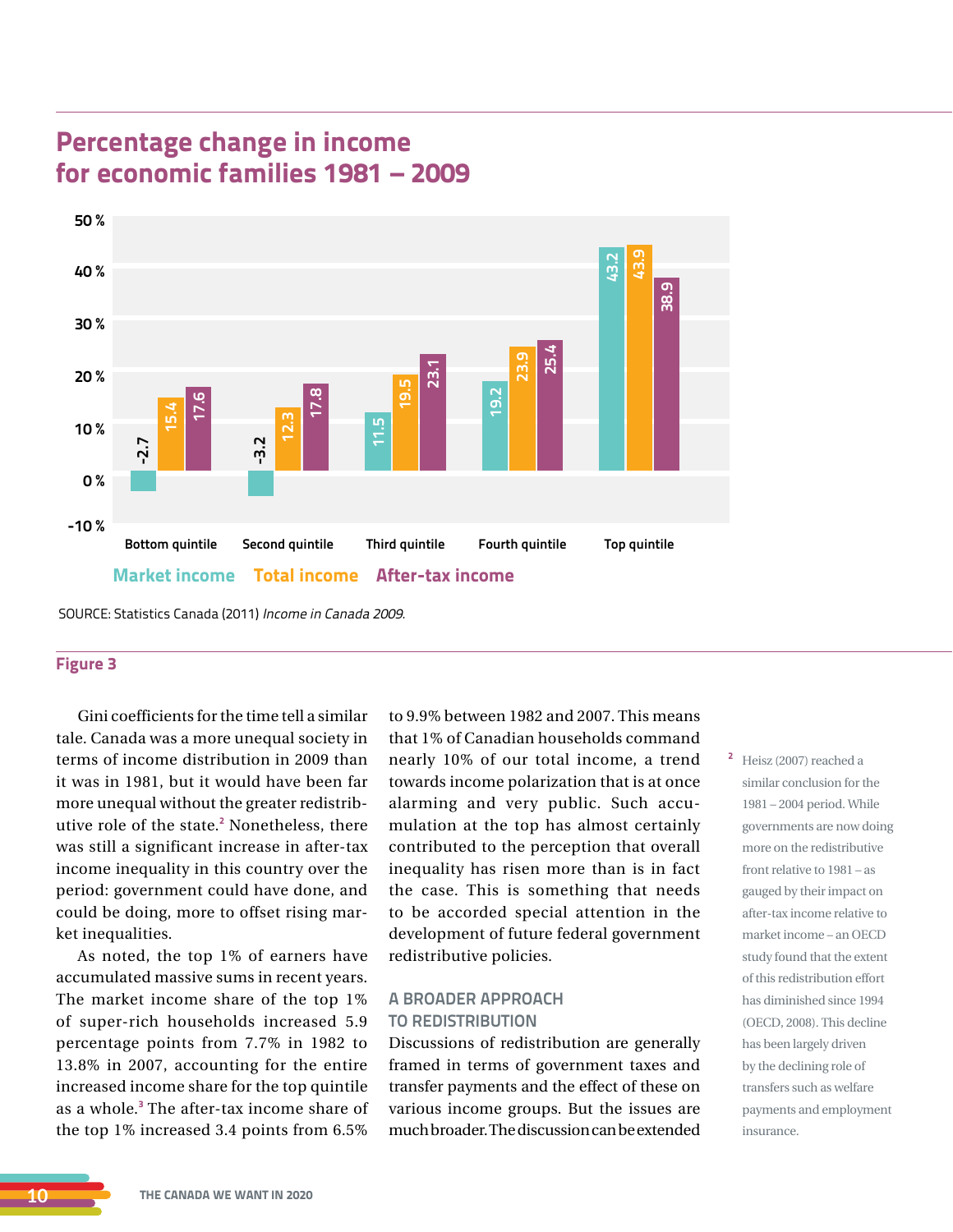## Percentage change in income for economic families 1981 – 2009

| | Market income | Total income | After-tax income |
|---|---|---|---|
| Bottom quintile | -2.7 | 15.4 | 17.6 |
| Second quintile | -3.2 | 12.3 | 17.8 |
| Third quintile | 11.5 | 19.5 | 23.1 |
| Fourth quintile | 19.2 | 23.9 | 25.4 |
| Top quintile | 43.2 | 43.9 | 38.9 |

SOURCE: Statistics Canada (2011) *Income in Canada 2009*.

**Figure 3**

Gini coefficients for the time tell a similar tale. Canada was a more unequal society in terms of income distribution in 2009 than it was in 1981, but it would have been far more unequal without the greater redistributive role of the state.[2] Nonetheless, there was still a significant increase in after-tax income inequality in this country over the period: government could have done, and could be doing, more to offset rising market inequalities.

As noted, the top 1% of earners have accumulated massive sums in recent years. The market income share of the top 1% of super-rich households increased 5.9 percentage points from 7.7% in 1982 to 13.8% in 2007, accounting for the entire increased income share for the top quintile as a whole.[3] The after-tax income share of the top 1% increased 3.4 points from 6.5% to 9.9% between 1982 and 2007. This means that 1% of Canadian households command nearly 10% of our total income, a trend towards income polarization that is at once alarming and very public. Such accumulation at the top has almost certainly contributed to the perception that overall inequality has risen more than is in fact the case. This is something that needs to be accorded special attention in the development of future federal government redistributive policies.

### A BROADER APPROACH TO REDISTRIBUTION

Discussions of redistribution are generally framed in terms of government taxes and transfer payments and the effect of these on various income groups. But the issues are much broader. The discussion can be extended

[2] Heisz (2007) reached a similar conclusion for the 1981 – 2004 period. While governments are now doing more on the redistributive front relative to 1981 – as gauged by their impact on after-tax income relative to market income – an OECD study found that the extent of this redistribution effort has diminished since 1994 (OECD, 2008). This decline has been largely driven by the declining role of transfers such as welfare payments and employment insurance.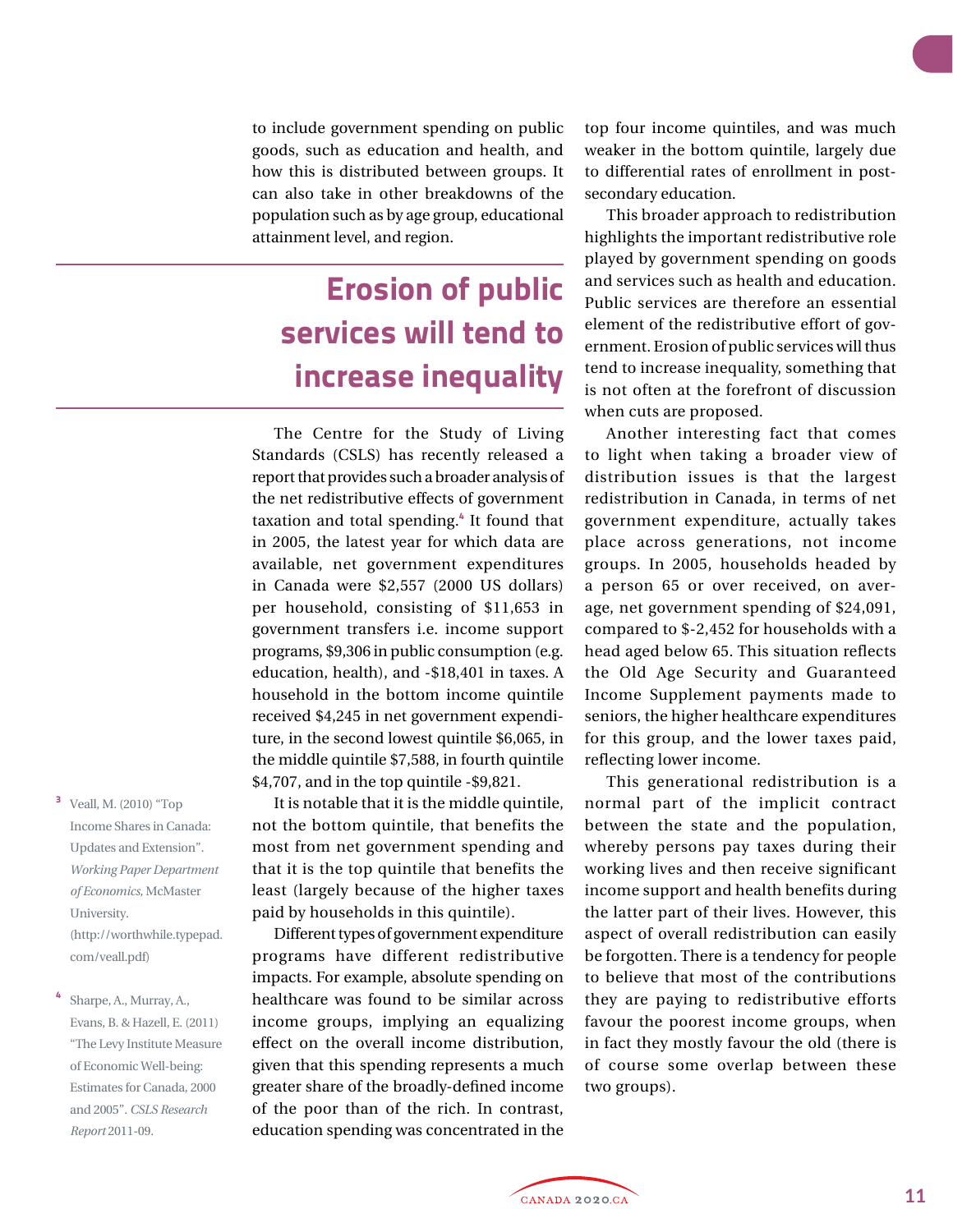to include government spending on public goods, such as education and health, and how this is distributed between groups. It can also take in other breakdowns of the population such as by age group, educational attainment level, and region.

## Erosion of public services will tend to increase inequality

The Centre for the Study of Living Standards (CSLS) has recently released a report that provides such a broader analysis of the net redistributive effects of government taxation and total spending.[4] It found that in 2005, the latest year for which data are available, net government expenditures in Canada were $2,557 (2000 US dollars) per household, consisting of $11,653 in government transfers i.e. income support programs, $9,306 in public consumption (e.g. education, health), and -$18,401 in taxes. A household in the bottom income quintile received $4,245 in net government expenditure, in the second lowest quintile $6,065, in the middle quintile $7,588, in fourth quintile $4,707, and in the top quintile -$9,821.

It is notable that it is the middle quintile, not the bottom quintile, that benefits the most from net government spending and that it is the top quintile that benefits the least (largely because of the higher taxes paid by households in this quintile).

Different types of government expenditure programs have different redistributive impacts. For example, absolute spending on healthcare was found to be similar across income groups, implying an equalizing effect on the overall income distribution, given that this spending represents a much greater share of the broadly-defined income of the poor than of the rich. In contrast, education spending was concentrated in the top four income quintiles, and was much weaker in the bottom quintile, largely due to differential rates of enrollment in post-secondary education.

This broader approach to redistribution highlights the important redistributive role played by government spending on goods and services such as health and education. Public services are therefore an essential element of the redistributive effort of government. Erosion of public services will thus tend to increase inequality, something that is not often at the forefront of discussion when cuts are proposed.

Another interesting fact that comes to light when taking a broader view of distribution issues is that the largest redistribution in Canada, in terms of net government expenditure, actually takes place across generations, not income groups. In 2005, households headed by a person 65 or over received, on average, net government spending of $24,091, compared to $-2,452 for households with a head aged below 65. This situation reflects the Old Age Security and Guaranteed Income Supplement payments made to seniors, the higher healthcare expenditures for this group, and the lower taxes paid, reflecting lower income.

This generational redistribution is a normal part of the implicit contract between the state and the population, whereby persons pay taxes during their working lives and then receive significant income support and health benefits during the latter part of their lives. However, this aspect of overall redistribution can easily be forgotten. There is a tendency for people to believe that most of the contributions they are paying to redistributive efforts favour the poorest income groups, when in fact they mostly favour the old (there is of course some overlap between these two groups).

[3] Veall, M. (2010) "Top Income Shares in Canada: Updates and Extension". *Working Paper Department of Economics,* McMaster University. (http://worthwhile.typepad.com/veall.pdf)

[4] Sharpe, A., Murray, A., Evans, B. & Hazell, E. (2011) "The Levy Institute Measure of Economic Well-being: Estimates for Canada, 2000 and 2005". *CSLS Research Report* 2011-09.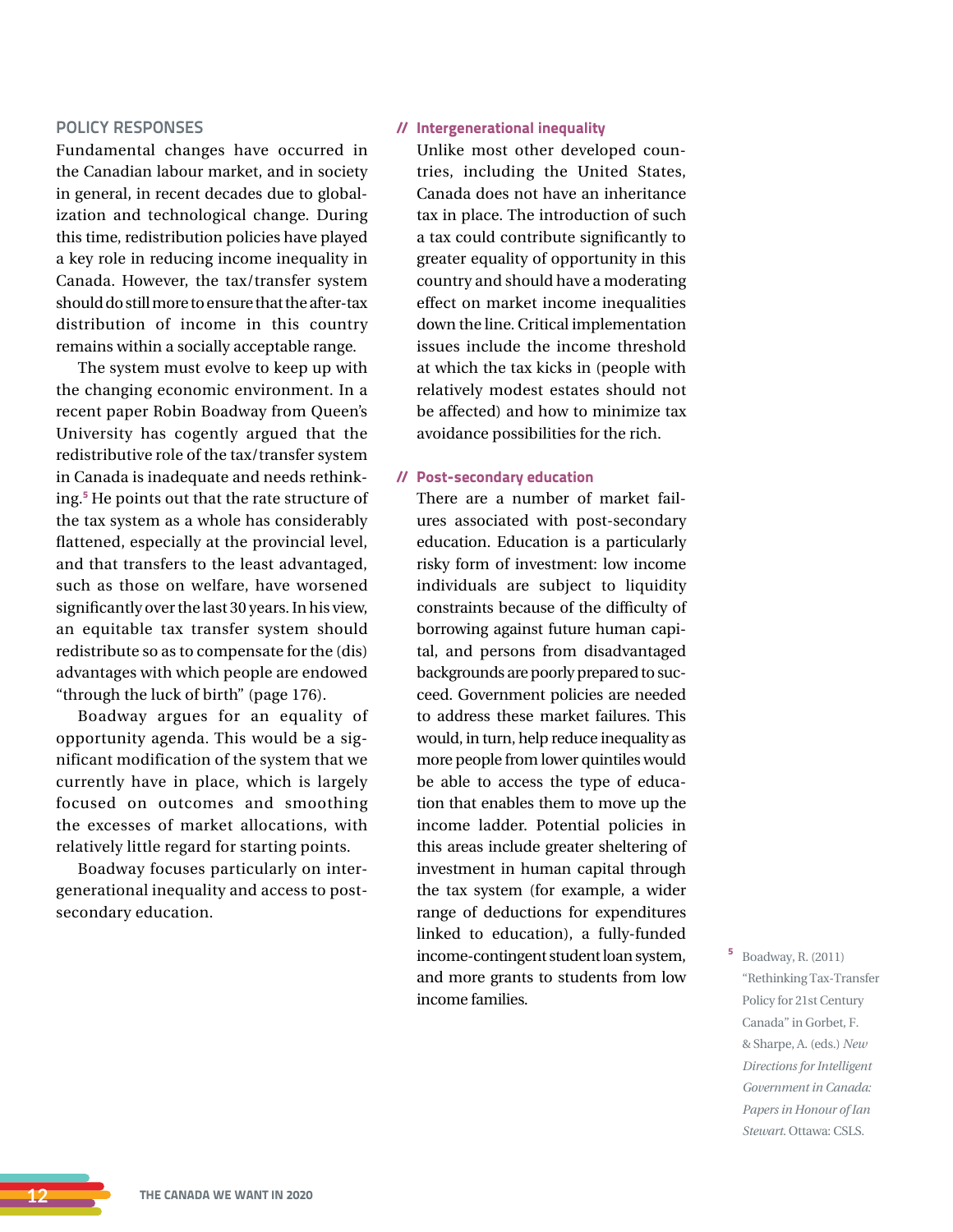## POLICY RESPONSES

Fundamental changes have occurred in the Canadian labour market, and in society in general, in recent decades due to globalization and technological change. During this time, redistribution policies have played a key role in reducing income inequality in Canada. However, the tax/transfer system should do still more to ensure that the after-tax distribution of income in this country remains within a socially acceptable range.

The system must evolve to keep up with the changing economic environment. In a recent paper Robin Boadway from Queen's University has cogently argued that the redistributive role of the tax/transfer system in Canada is inadequate and needs rethinking.[5] He points out that the rate structure of the tax system as a whole has considerably flattened, especially at the provincial level, and that transfers to the least advantaged, such as those on welfare, have worsened significantly over the last 30 years. In his view, an equitable tax transfer system should redistribute so as to compensate for the (dis) advantages with which people are endowed "through the luck of birth" (page 176).

Boadway argues for an equality of opportunity agenda. This would be a significant modification of the system that we currently have in place, which is largely focused on outcomes and smoothing the excesses of market allocations, with relatively little regard for starting points.

Boadway focuses particularly on intergenerational inequality and access to post-secondary education.

### // Intergenerational inequality

Unlike most other developed countries, including the United States, Canada does not have an inheritance tax in place. The introduction of such a tax could contribute significantly to greater equality of opportunity in this country and should have a moderating effect on market income inequalities down the line. Critical implementation issues include the income threshold at which the tax kicks in (people with relatively modest estates should not be affected) and how to minimize tax avoidance possibilities for the rich.

### // Post-secondary education

There are a number of market failures associated with post-secondary education. Education is a particularly risky form of investment: low income individuals are subject to liquidity constraints because of the difficulty of borrowing against future human capital, and persons from disadvantaged backgrounds are poorly prepared to succeed. Government policies are needed to address these market failures. This would, in turn, help reduce inequality as more people from lower quintiles would be able to access the type of education that enables them to move up the income ladder. Potential policies in this areas include greater sheltering of investment in human capital through the tax system (for example, a wider range of deductions for expenditures linked to education), a fully-funded income-contingent student loan system, and more grants to students from low income families.

[5] Boadway, R. (2011) "Rethinking Tax-Transfer Policy for 21st Century Canada" in Gorbet, F. & Sharpe, A. (eds.) *New Directions for Intelligent Government in Canada: Papers in Honour of Ian Stewart*. Ottawa: CSLS.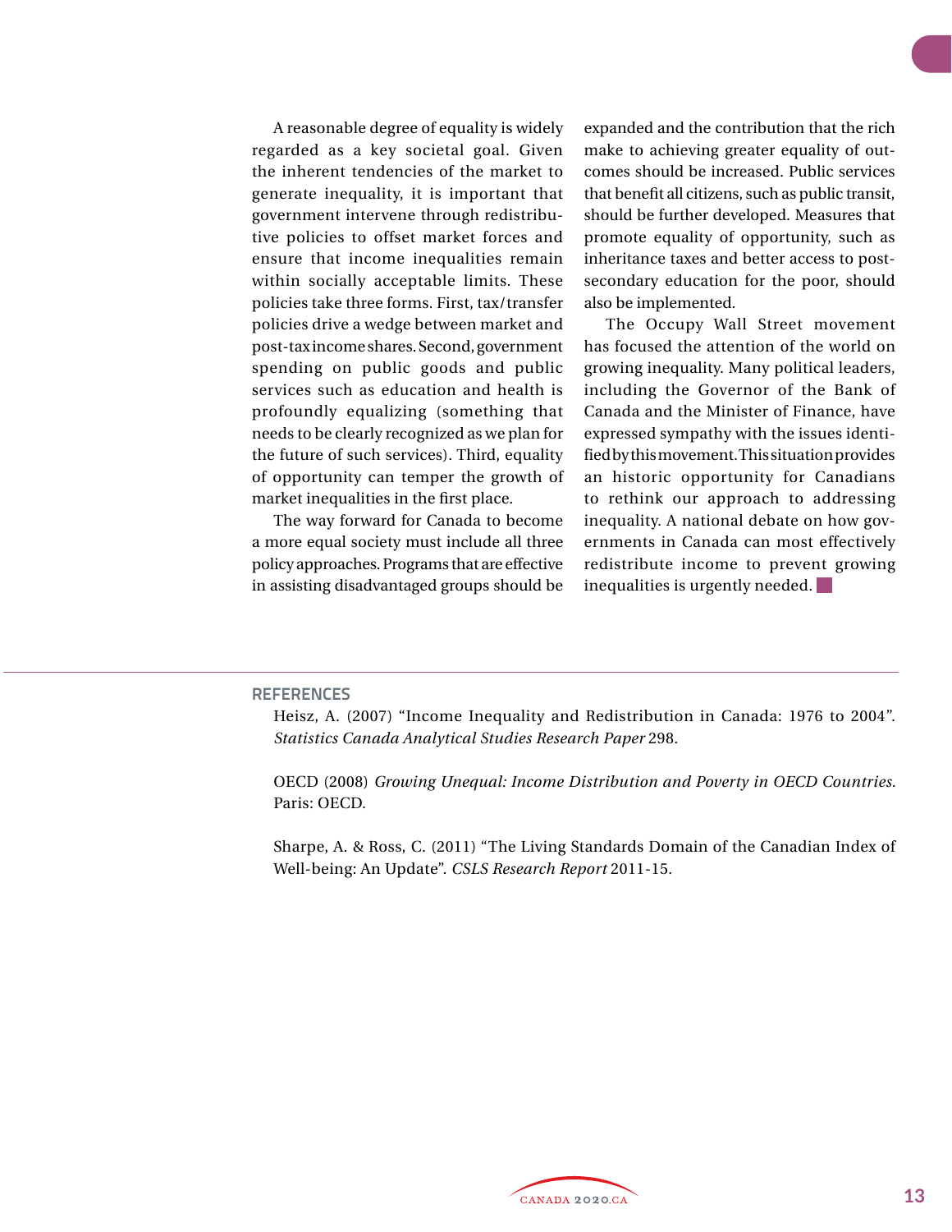A reasonable degree of equality is widely regarded as a key societal goal. Given the inherent tendencies of the market to generate inequality, it is important that government intervene through redistributive policies to offset market forces and ensure that income inequalities remain within socially acceptable limits. These policies take three forms. First, tax/transfer policies drive a wedge between market and post-tax income shares. Second, government spending on public goods and public services such as education and health is profoundly equalizing (something that needs to be clearly recognized as we plan for the future of such services). Third, equality of opportunity can temper the growth of market inequalities in the first place.

The way forward for Canada to become a more equal society must include all three policy approaches. Programs that are effective in assisting disadvantaged groups should be expanded and the contribution that the rich make to achieving greater equality of outcomes should be increased. Public services that benefit all citizens, such as public transit, should be further developed. Measures that promote equality of opportunity, such as inheritance taxes and better access to post-secondary education for the poor, should also be implemented.

The Occupy Wall Street movement has focused the attention of the world on growing inequality. Many political leaders, including the Governor of the Bank of Canada and the Minister of Finance, have expressed sympathy with the issues identified by this movement. This situation provides an historic opportunity for Canadians to rethink our approach to addressing inequality. A national debate on how governments in Canada can most effectively redistribute income to prevent growing inequalities is urgently needed.

## REFERENCES

Heisz, A. (2007) "Income Inequality and Redistribution in Canada: 1976 to 2004". *Statistics Canada Analytical Studies Research Paper* 298.

OECD (2008) *Growing Unequal: Income Distribution and Poverty in OECD Countries*. Paris: OECD.

Sharpe, A. & Ross, C. (2011) "The Living Standards Domain of the Canadian Index of Well-being: An Update". *CSLS Research Report* 2011-15.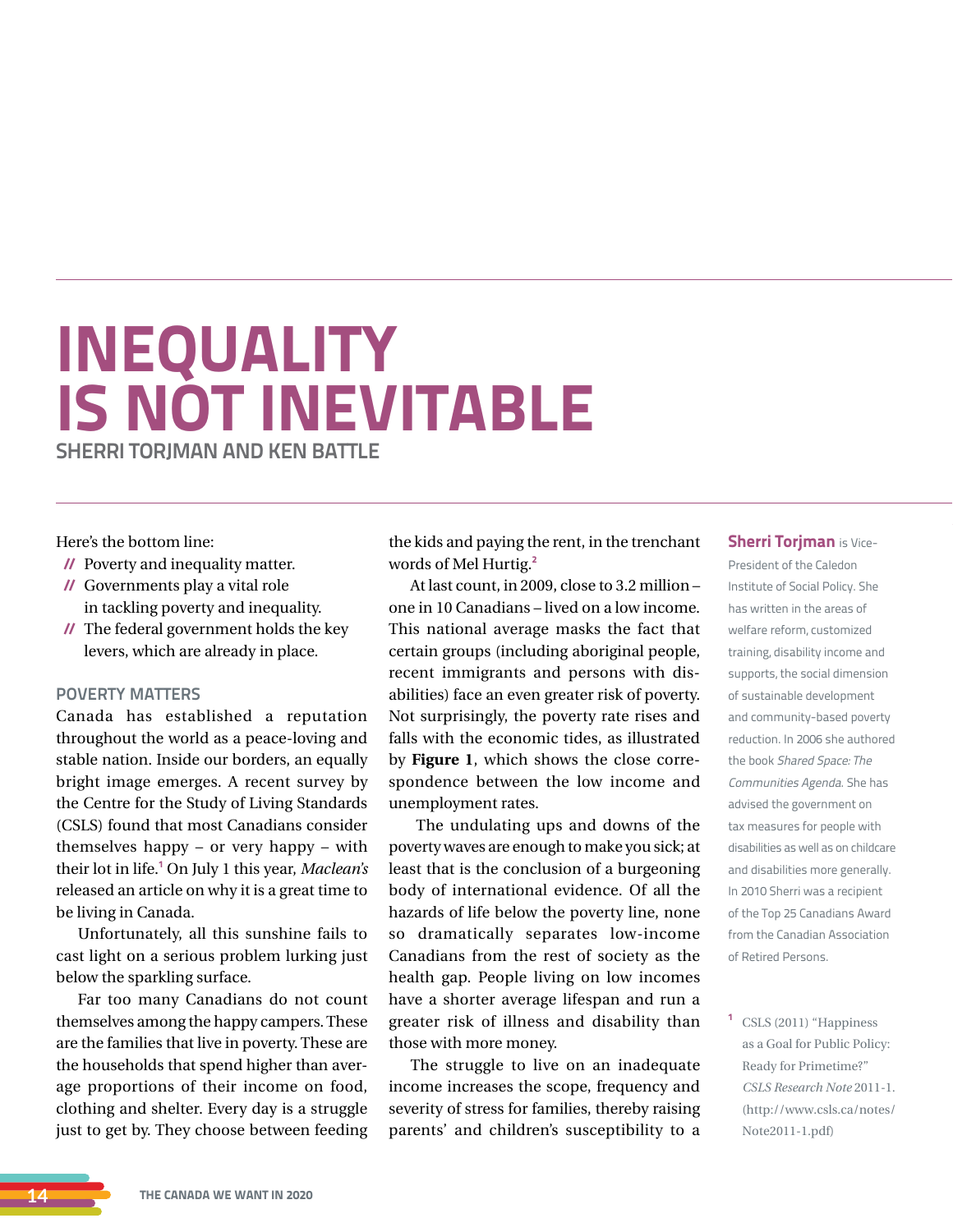# INEQUALITY IS NOT INEVITABLE

**SHERRI TORJMAN AND KEN BATTLE**

Here's the bottom line:

- Poverty and inequality matter.
- Governments play a vital role in tackling poverty and inequality.
- The federal government holds the key levers, which are already in place.

## POVERTY MATTERS

Canada has established a reputation throughout the world as a peace-loving and stable nation. Inside our borders, an equally bright image emerges. A recent survey by the Centre for the Study of Living Standards (CSLS) found that most Canadians consider themselves happy – or very happy – with their lot in life.[1] On July 1 this year, *Maclean's* released an article on why it is a great time to be living in Canada.

Unfortunately, all this sunshine fails to cast light on a serious problem lurking just below the sparkling surface.

Far too many Canadians do not count themselves among the happy campers. These are the families that live in poverty. These are the households that spend higher than average proportions of their income on food, clothing and shelter. Every day is a struggle just to get by. They choose between feeding the kids and paying the rent, in the trenchant words of Mel Hurtig.[2]

At last count, in 2009, close to 3.2 million – one in 10 Canadians – lived on a low income. This national average masks the fact that certain groups (including aboriginal people, recent immigrants and persons with disabilities) face an even greater risk of poverty. Not surprisingly, the poverty rate rises and falls with the economic tides, as illustrated by **Figure 1**, which shows the close correspondence between the low income and unemployment rates.

The undulating ups and downs of the poverty waves are enough to make you sick; at least that is the conclusion of a burgeoning body of international evidence. Of all the hazards of life below the poverty line, none so dramatically separates low-income Canadians from the rest of society as the health gap. People living on low incomes have a shorter average lifespan and run a greater risk of illness and disability than those with more money.

The struggle to live on an inadequate income increases the scope, frequency and severity of stress for families, thereby raising parents' and children's susceptibility to a

**Sherri Torjman** is Vice-President of the Caledon Institute of Social Policy. She has written in the areas of welfare reform, customized training, disability income and supports, the social dimension of sustainable development and community-based poverty reduction. In 2006 she authored the book *Shared Space: The Communities Agenda.* She has advised the government on tax measures for people with disabilities as well as on childcare and disabilities more generally. In 2010 Sherri was a recipient of the Top 25 Canadians Award from the Canadian Association of Retired Persons.

[1] CSLS (2011) "Happiness as a Goal for Public Policy: Ready for Primetime?" *CSLS Research Note* 2011-1. (http://www.csls.ca/notes/Note2011-1.pdf)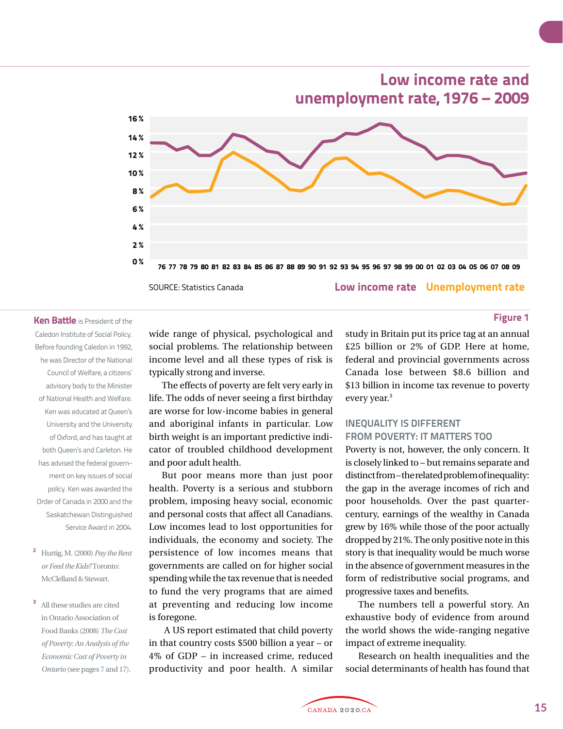## Low income rate and unemployment rate, 1976 – 2009

SOURCE: Statistics Canada

Low income rate   Unemployment rate

**Figure 1**

**Ken Battle** is President of the Caledon Institute of Social Policy. Before founding Caledon in 1992, he was Director of the National Council of Welfare, a citizens' advisory body to the Minister of National Health and Welfare. Ken was educated at Queen's University and the University of Oxford, and has taught at both Queen's and Carleton. He has advised the federal government on key issues of social policy. Ken was awarded the Order of Canada in 2000 and the Saskatchewan Distinguished Service Award in 2004.

wide range of physical, psychological and social problems. The relationship between income level and all these types of risk is typically strong and inverse.

The effects of poverty are felt very early in life. The odds of never seeing a first birthday are worse for low-income babies in general and aboriginal infants in particular. Low birth weight is an important predictive indicator of troubled childhood development and poor adult health.

But poor means more than just poor health. Poverty is a serious and stubborn problem, imposing heavy social, economic and personal costs that affect all Canadians. Low incomes lead to lost opportunities for individuals, the economy and society. The persistence of low incomes means that governments are called on for higher social spending while the tax revenue that is needed to fund the very programs that are aimed at preventing and reducing low income is foregone.

A US report estimated that child poverty in that country costs $500 billion a year – or 4% of GDP – in increased crime, reduced productivity and poor health. A similar study in Britain put its price tag at an annual £25 billion or 2% of GDP. Here at home, federal and provincial governments across Canada lose between $8.6 billion and $13 billion in income tax revenue to poverty every year.[3]

### INEQUALITY IS DIFFERENT FROM POVERTY: IT MATTERS TOO

Poverty is not, however, the only concern. It is closely linked to – but remains separate and distinct from – the related problem of inequality: the gap in the average incomes of rich and poor households. Over the past quarter-century, earnings of the wealthy in Canada grew by 16% while those of the poor actually dropped by 21%. The only positive note in this story is that inequality would be much worse in the absence of government measures in the form of redistributive social programs, and progressive taxes and benefits.

The numbers tell a powerful story. An exhaustive body of evidence from around the world shows the wide-ranging negative impact of extreme inequality.

Research on health inequalities and the social determinants of health has found that

[2] Hurtig, M. (2000) *Pay the Rent or Feed the Kids?* Toronto: McClelland & Stewart.

[3] All these studies are cited in Ontario Association of Food Banks (2008) *The Cost of Poverty: An Analysis of the Economic Cost of Poverty in Ontario* (see pages 7 and 17).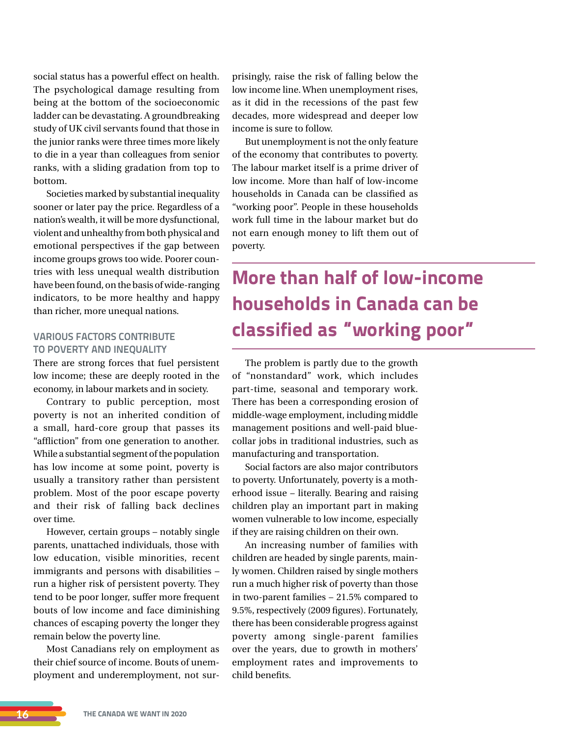social status has a powerful effect on health. The psychological damage resulting from being at the bottom of the socioeconomic ladder can be devastating. A groundbreaking study of UK civil servants found that those in the junior ranks were three times more likely to die in a year than colleagues from senior ranks, with a sliding gradation from top to bottom.

Societies marked by substantial inequality sooner or later pay the price. Regardless of a nation's wealth, it will be more dysfunctional, violent and unhealthy from both physical and emotional perspectives if the gap between income groups grows too wide. Poorer countries with less unequal wealth distribution have been found, on the basis of wide-ranging indicators, to be more healthy and happy than richer, more unequal nations.

### VARIOUS FACTORS CONTRIBUTE TO POVERTY AND INEQUALITY

There are strong forces that fuel persistent low income; these are deeply rooted in the economy, in labour markets and in society.

Contrary to public perception, most poverty is not an inherited condition of a small, hard-core group that passes its "affliction" from one generation to another. While a substantial segment of the population has low income at some point, poverty is usually a transitory rather than persistent problem. Most of the poor escape poverty and their risk of falling back declines over time.

However, certain groups – notably single parents, unattached individuals, those with low education, visible minorities, recent immigrants and persons with disabilities – run a higher risk of persistent poverty. They tend to be poor longer, suffer more frequent bouts of low income and face diminishing chances of escaping poverty the longer they remain below the poverty line.

Most Canadians rely on employment as their chief source of income. Bouts of unemployment and underemployment, not surprisingly, raise the risk of falling below the low income line. When unemployment rises, as it did in the recessions of the past few decades, more widespread and deeper low income is sure to follow.

But unemployment is not the only feature of the economy that contributes to poverty. The labour market itself is a prime driver of low income. More than half of low-income households in Canada can be classified as "working poor". People in these households work full time in the labour market but do not earn enough money to lift them out of poverty.

> **More than half of low-income households in Canada can be classified as "working poor"**

The problem is partly due to the growth of "nonstandard" work, which includes part-time, seasonal and temporary work. There has been a corresponding erosion of middle-wage employment, including middle management positions and well-paid blue-collar jobs in traditional industries, such as manufacturing and transportation.

Social factors are also major contributors to poverty. Unfortunately, poverty is a motherhood issue – literally. Bearing and raising children play an important part in making women vulnerable to low income, especially if they are raising children on their own.

An increasing number of families with children are headed by single parents, mainly women. Children raised by single mothers run a much higher risk of poverty than those in two-parent families – 21.5% compared to 9.5%, respectively (2009 figures). Fortunately, there has been considerable progress against poverty among single-parent families over the years, due to growth in mothers' employment rates and improvements to child benefits.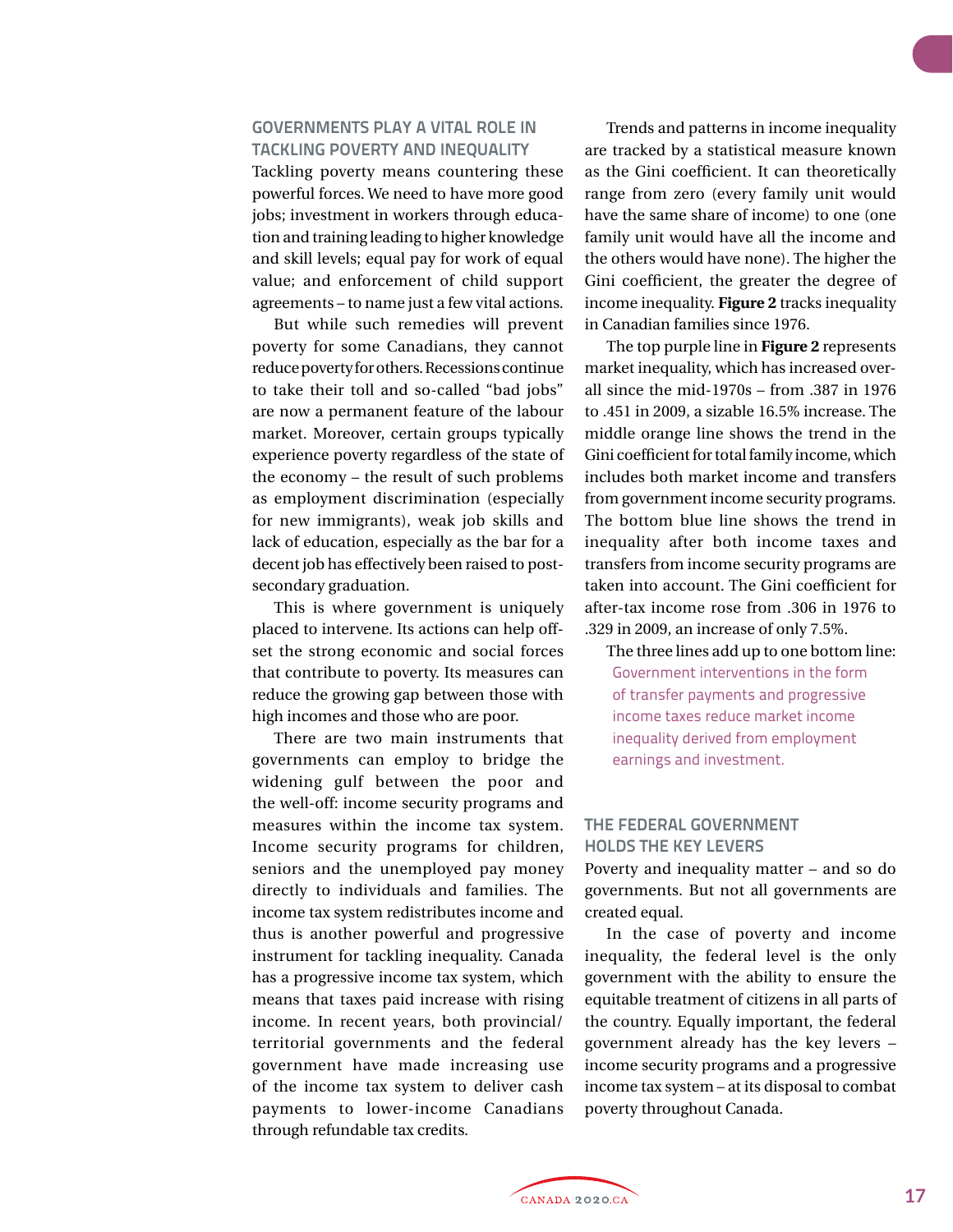## GOVERNMENTS PLAY A VITAL ROLE IN TACKLING POVERTY AND INEQUALITY

Tackling poverty means countering these powerful forces. We need to have more good jobs; investment in workers through education and training leading to higher knowledge and skill levels; equal pay for work of equal value; and enforcement of child support agreements – to name just a few vital actions.

But while such remedies will prevent poverty for some Canadians, they cannot reduce poverty for others. Recessions continue to take their toll and so-called "bad jobs" are now a permanent feature of the labour market. Moreover, certain groups typically experience poverty regardless of the state of the economy – the result of such problems as employment discrimination (especially for new immigrants), weak job skills and lack of education, especially as the bar for a decent job has effectively been raised to post-secondary graduation.

This is where government is uniquely placed to intervene. Its actions can help offset the strong economic and social forces that contribute to poverty. Its measures can reduce the growing gap between those with high incomes and those who are poor.

There are two main instruments that governments can employ to bridge the widening gulf between the poor and the well-off: income security programs and measures within the income tax system. Income security programs for children, seniors and the unemployed pay money directly to individuals and families. The income tax system redistributes income and thus is another powerful and progressive instrument for tackling inequality. Canada has a progressive income tax system, which means that taxes paid increase with rising income. In recent years, both provincial/territorial governments and the federal government have made increasing use of the income tax system to deliver cash payments to lower-income Canadians through refundable tax credits.

Trends and patterns in income inequality are tracked by a statistical measure known as the Gini coefficient. It can theoretically range from zero (every family unit would have the same share of income) to one (one family unit would have all the income and the others would have none). The higher the Gini coefficient, the greater the degree of income inequality. **Figure 2** tracks inequality in Canadian families since 1976.

The top purple line in **Figure 2** represents market inequality, which has increased overall since the mid-1970s – from .387 in 1976 to .451 in 2009, a sizable 16.5% increase. The middle orange line shows the trend in the Gini coefficient for total family income, which includes both market income and transfers from government income security programs. The bottom blue line shows the trend in inequality after both income taxes and transfers from income security programs are taken into account. The Gini coefficient for after-tax income rose from .306 in 1976 to .329 in 2009, an increase of only 7.5%.

The three lines add up to one bottom line:

Government interventions in the form of transfer payments and progressive income taxes reduce market income inequality derived from employment earnings and investment.

## THE FEDERAL GOVERNMENT HOLDS THE KEY LEVERS

Poverty and inequality matter – and so do governments. But not all governments are created equal.

In the case of poverty and income inequality, the federal level is the only government with the ability to ensure the equitable treatment of citizens in all parts of the country. Equally important, the federal government already has the key levers – income security programs and a progressive income tax system – at its disposal to combat poverty throughout Canada.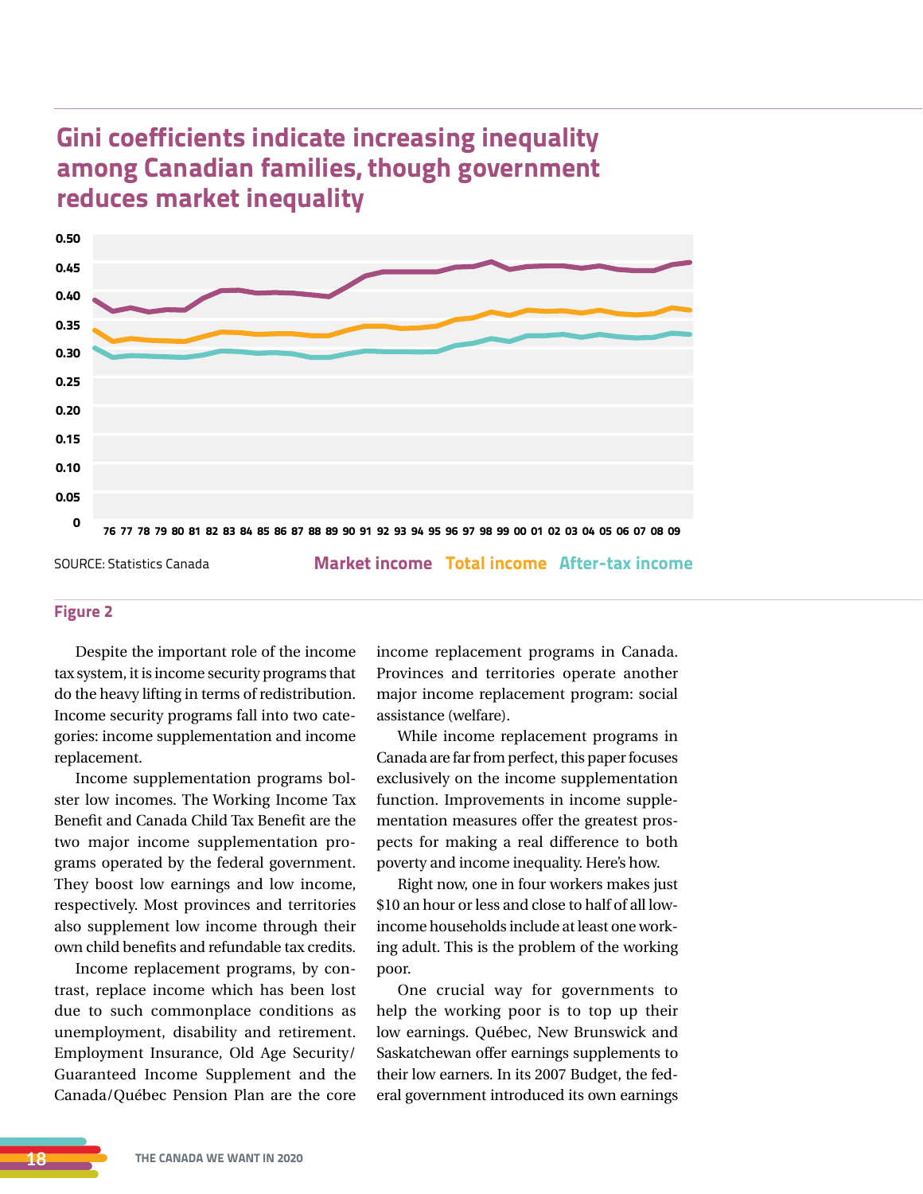## Gini coefficients indicate increasing inequality among Canadian families, though government reduces market inequality

SOURCE: Statistics Canada

Market income Total income After-tax income

**Figure 2**

Despite the important role of the income tax system, it is income security programs that do the heavy lifting in terms of redistribution. Income security programs fall into two categories: income supplementation and income replacement.

Income supplementation programs bolster low incomes. The Working Income Tax Benefit and Canada Child Tax Benefit are the two major income supplementation programs operated by the federal government. They boost low earnings and low income, respectively. Most provinces and territories also supplement low income through their own child benefits and refundable tax credits.

Income replacement programs, by contrast, replace income which has been lost due to such commonplace conditions as unemployment, disability and retirement. Employment Insurance, Old Age Security/Guaranteed Income Supplement and the Canada/Québec Pension Plan are the core income replacement programs in Canada. Provinces and territories operate another major income replacement program: social assistance (welfare).

While income replacement programs in Canada are far from perfect, this paper focuses exclusively on the income supplementation function. Improvements in income supplementation measures offer the greatest prospects for making a real difference to both poverty and income inequality. Here's how.

Right now, one in four workers makes just $10 an hour or less and close to half of all low-income households include at least one working adult. This is the problem of the working poor.

One crucial way for governments to help the working poor is to top up their low earnings. Québec, New Brunswick and Saskatchewan offer earnings supplements to their low earners. In its 2007 Budget, the federal government introduced its own earnings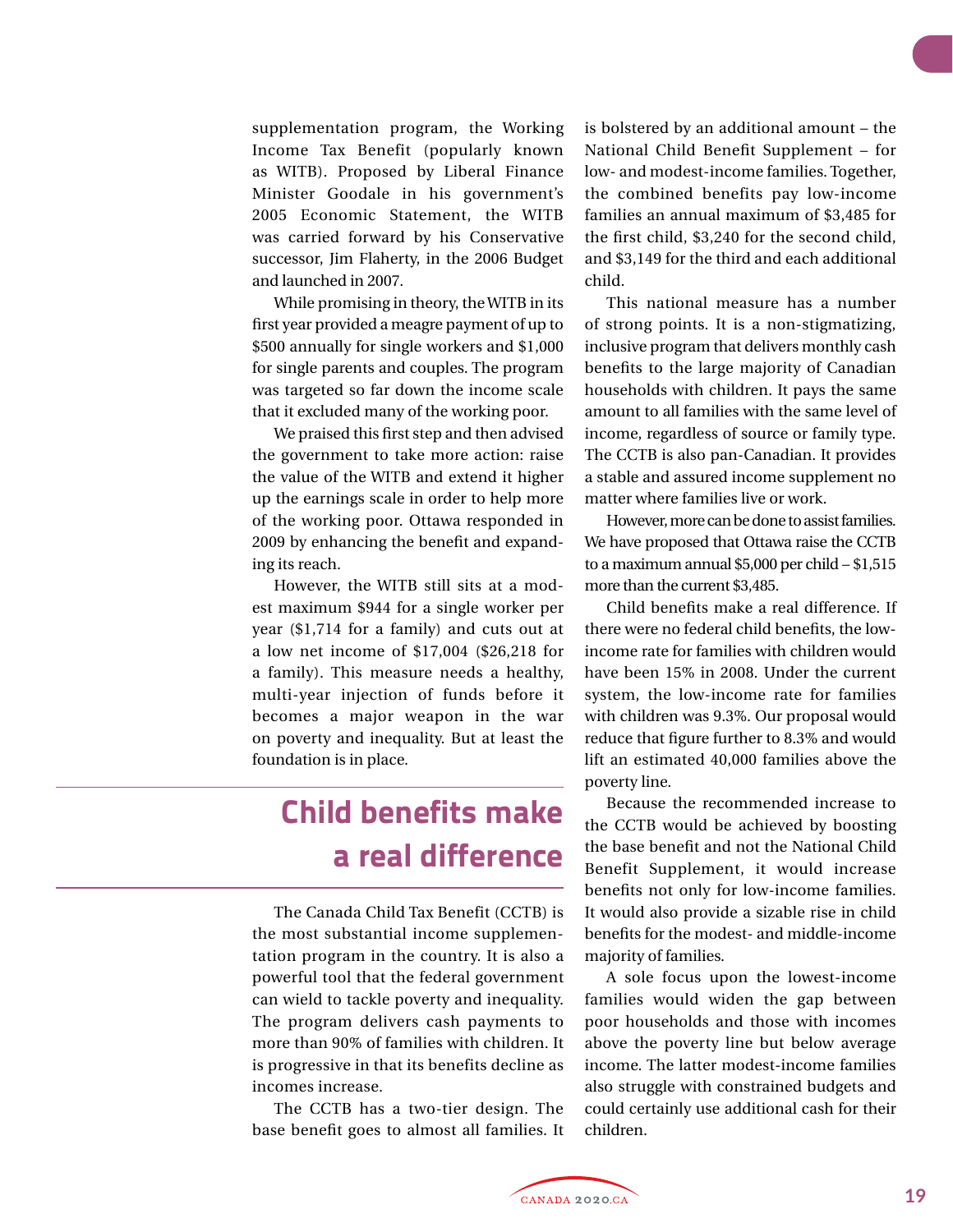supplementation program, the Working Income Tax Benefit (popularly known as WITB). Proposed by Liberal Finance Minister Goodale in his government's 2005 Economic Statement, the WITB was carried forward by his Conservative successor, Jim Flaherty, in the 2006 Budget and launched in 2007.

While promising in theory, the WITB in its first year provided a meagre payment of up to $500 annually for single workers and $1,000 for single parents and couples. The program was targeted so far down the income scale that it excluded many of the working poor.

We praised this first step and then advised the government to take more action: raise the value of the WITB and extend it higher up the earnings scale in order to help more of the working poor. Ottawa responded in 2009 by enhancing the benefit and expanding its reach.

However, the WITB still sits at a modest maximum $944 for a single worker per year ($1,714 for a family) and cuts out at a low net income of $17,004 ($26,218 for a family). This measure needs a healthy, multi-year injection of funds before it becomes a major weapon in the war on poverty and inequality. But at least the foundation is in place.

## Child benefits make a real difference

The Canada Child Tax Benefit (CCTB) is the most substantial income supplementation program in the country. It is also a powerful tool that the federal government can wield to tackle poverty and inequality. The program delivers cash payments to more than 90% of families with children. It is progressive in that its benefits decline as incomes increase.

The CCTB has a two-tier design. The base benefit goes to almost all families. It is bolstered by an additional amount – the National Child Benefit Supplement – for low- and modest-income families. Together, the combined benefits pay low-income families an annual maximum of $3,485 for the first child, $3,240 for the second child, and $3,149 for the third and each additional child.

This national measure has a number of strong points. It is a non-stigmatizing, inclusive program that delivers monthly cash benefits to the large majority of Canadian households with children. It pays the same amount to all families with the same level of income, regardless of source or family type. The CCTB is also pan-Canadian. It provides a stable and assured income supplement no matter where families live or work.

However, more can be done to assist families. We have proposed that Ottawa raise the CCTB to a maximum annual $5,000 per child – $1,515 more than the current $3,485.

Child benefits make a real difference. If there were no federal child benefits, the low-income rate for families with children would have been 15% in 2008. Under the current system, the low-income rate for families with children was 9.3%. Our proposal would reduce that figure further to 8.3% and would lift an estimated 40,000 families above the poverty line.

Because the recommended increase to the CCTB would be achieved by boosting the base benefit and not the National Child Benefit Supplement, it would increase benefits not only for low-income families. It would also provide a sizable rise in child benefits for the modest- and middle-income majority of families.

A sole focus upon the lowest-income families would widen the gap between poor households and those with incomes above the poverty line but below average income. The latter modest-income families also struggle with constrained budgets and could certainly use additional cash for their children.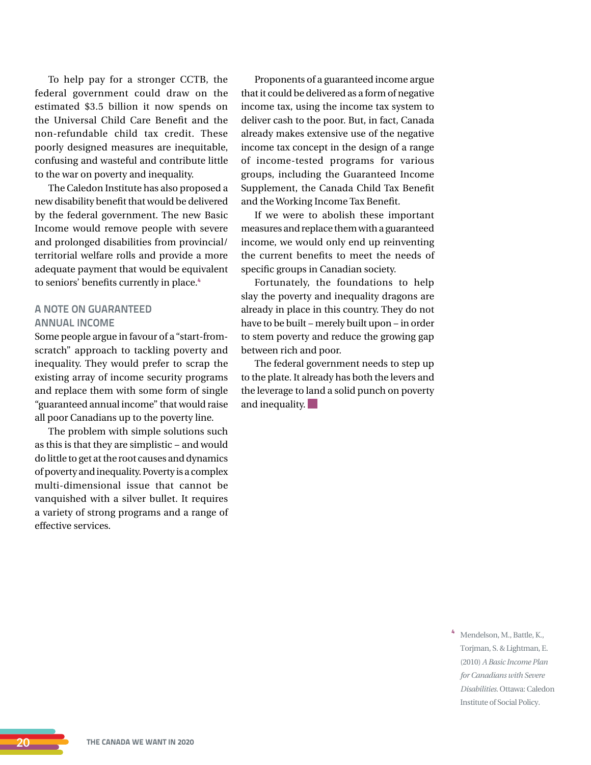To help pay for a stronger CCTB, the federal government could draw on the estimated $3.5 billion it now spends on the Universal Child Care Benefit and the non-refundable child tax credit. These poorly designed measures are inequitable, confusing and wasteful and contribute little to the war on poverty and inequality.

The Caledon Institute has also proposed a new disability benefit that would be delivered by the federal government. The new Basic Income would remove people with severe and prolonged disabilities from provincial/territorial welfare rolls and provide a more adequate payment that would be equivalent to seniors' benefits currently in place.[4]

## A NOTE ON GUARANTEED ANNUAL INCOME

Some people argue in favour of a "start-from-scratch" approach to tackling poverty and inequality. They would prefer to scrap the existing array of income security programs and replace them with some form of single "guaranteed annual income" that would raise all poor Canadians up to the poverty line.

The problem with simple solutions such as this is that they are simplistic – and would do little to get at the root causes and dynamics of poverty and inequality. Poverty is a complex multi-dimensional issue that cannot be vanquished with a silver bullet. It requires a variety of strong programs and a range of effective services.

Proponents of a guaranteed income argue that it could be delivered as a form of negative income tax, using the income tax system to deliver cash to the poor. But, in fact, Canada already makes extensive use of the negative income tax concept in the design of a range of income-tested programs for various groups, including the Guaranteed Income Supplement, the Canada Child Tax Benefit and the Working Income Tax Benefit.

If we were to abolish these important measures and replace them with a guaranteed income, we would only end up reinventing the current benefits to meet the needs of specific groups in Canadian society.

Fortunately, the foundations to help slay the poverty and inequality dragons are already in place in this country. They do not have to be built – merely built upon – in order to stem poverty and reduce the growing gap between rich and poor.

The federal government needs to step up to the plate. It already has both the levers and the leverage to land a solid punch on poverty and inequality.

---

[4] Mendelson, M., Battle, K., Torjman, S. & Lightman, E. (2010) *A Basic Income Plan for Canadians with Severe Disabilities.* Ottawa: Caledon Institute of Social Policy.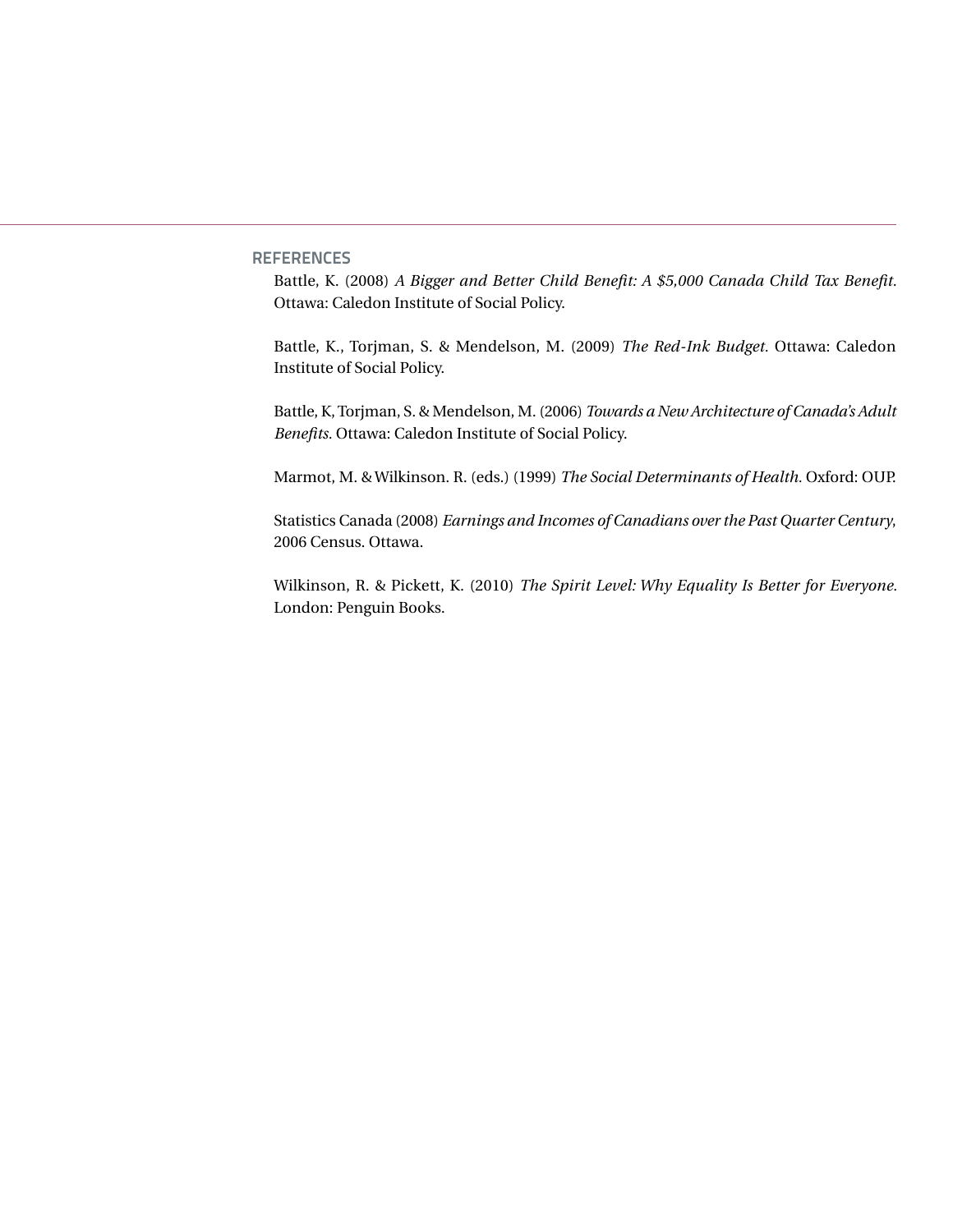## REFERENCES

Battle, K. (2008) *A Bigger and Better Child Benefit: A $5,000 Canada Child Tax Benefit*. Ottawa: Caledon Institute of Social Policy.

Battle, K., Torjman, S. & Mendelson, M. (2009) *The Red-Ink Budget*. Ottawa: Caledon Institute of Social Policy.

Battle, K, Torjman, S. & Mendelson, M. (2006) *Towards a New Architecture of Canada's Adult Benefits*. Ottawa: Caledon Institute of Social Policy.

Marmot, M. & Wilkinson. R. (eds.) (1999) *The Social Determinants of Health*. Oxford: OUP.

Statistics Canada (2008) *Earnings and Incomes of Canadians over the Past Quarter Century*, 2006 Census. Ottawa.

Wilkinson, R. & Pickett, K. (2010) *The Spirit Level: Why Equality Is Better for Everyone*. London: Penguin Books.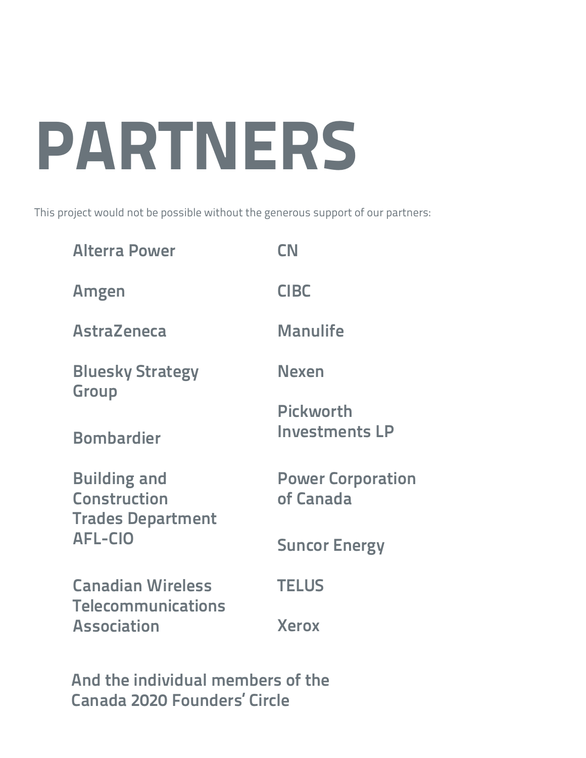# PARTNERS

This project would not be possible without the generous support of our partners:

- Alterra Power
- Amgen
- AstraZeneca
- Bluesky Strategy Group
- Bombardier
- Building and Construction Trades Department AFL-CIO
- Canadian Wireless Telecommunications Association
- CN
- CIBC
- Manulife
- Nexen
- Pickworth Investments LP
- Power Corporation of Canada
- Suncor Energy
- TELUS
- Xerox

**And the individual members of the Canada 2020 Founders' Circle**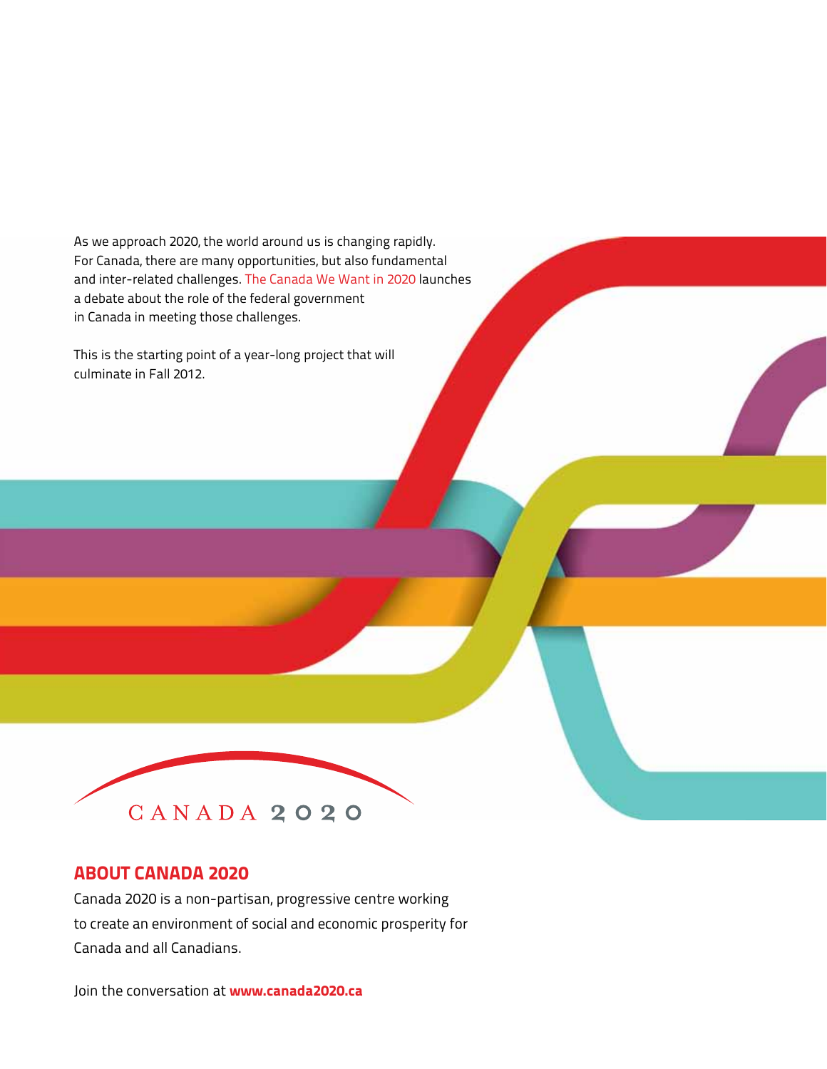As we approach 2020, the world around us is changing rapidly. For Canada, there are many opportunities, but also fundamental and inter-related challenges. The Canada We Want in 2020 launches a debate about the role of the federal government in Canada in meeting those challenges.

This is the starting point of a year-long project that will culminate in Fall 2012.

CANADA 2020

## ABOUT CANADA 2020

Canada 2020 is a non-partisan, progressive centre working to create an environment of social and economic prosperity for Canada and all Canadians.

Join the conversation at **www.canada2020.ca**